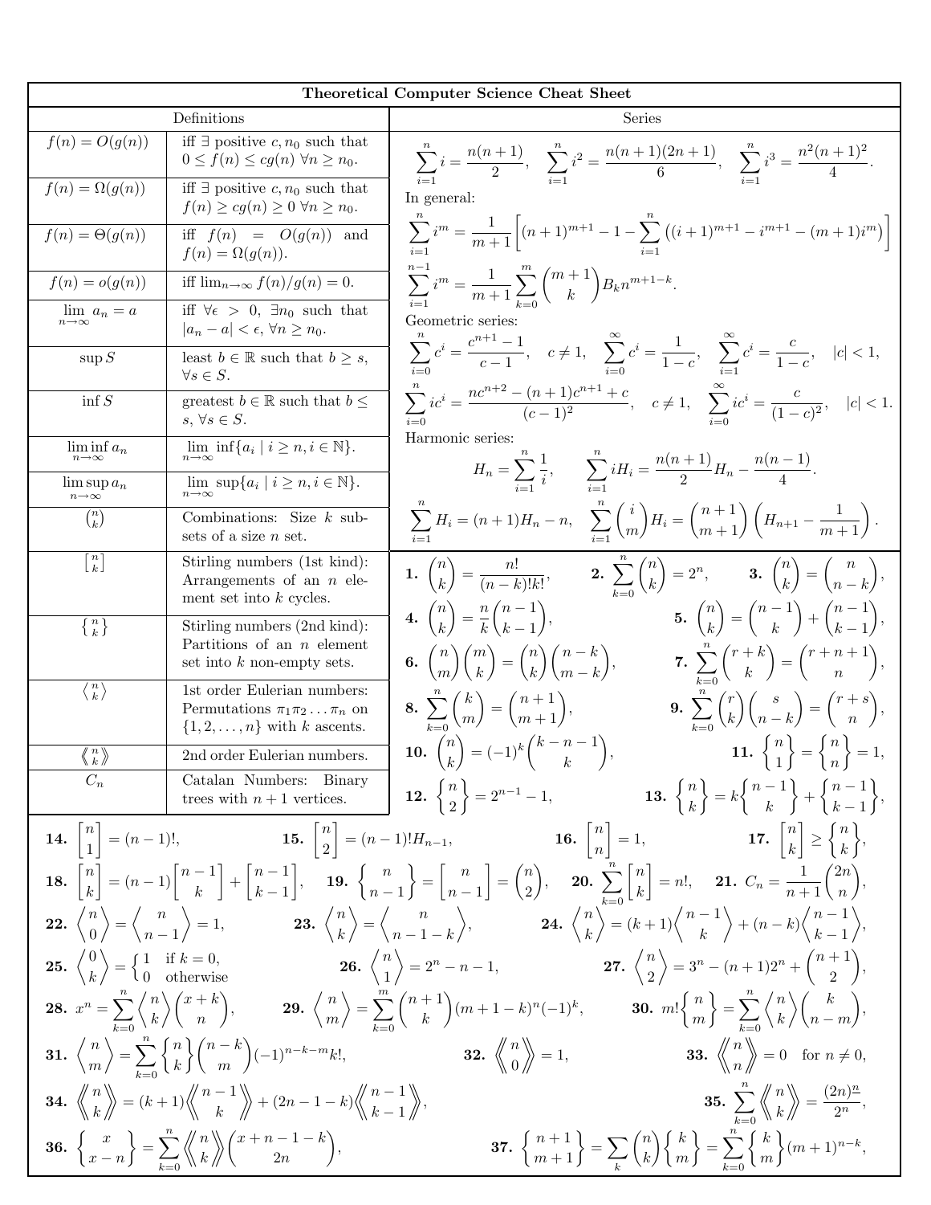# Theoretical Computer Science Cheat Sheet

## Definitions

| | |
|---|---|
| $f(n) = O(g(n))$ | iff $\exists$ positive $c, n_0$ such that $0 \le f(n) \le cg(n)$ $\forall n \ge n_0$. |
| $f(n) = \Omega(g(n))$ | iff $\exists$ positive $c, n_0$ such that $f(n) \ge cg(n) \ge 0$ $\forall n \ge n_0$. |
| $f(n) = \Theta(g(n))$ | iff $f(n) = O(g(n))$ and $f(n) = \Omega(g(n))$. |
| $f(n) = o(g(n))$ | iff $\lim_{n\to\infty} f(n)/g(n) = 0$. |
| $\lim_{n\to\infty} a_n = a$ | iff $\forall \epsilon > 0$, $\exists n_0$ such that $\|a_n - a\| < \epsilon$, $\forall n \ge n_0$. |
| $\sup S$ | least $b \in \mathbb{R}$ such that $b \ge s$, $\forall s \in S$. |
| $\inf S$ | greatest $b \in \mathbb{R}$ such that $b \le s$, $\forall s \in S$. |
| $\liminf_{n\to\infty} a_n$ | $\lim_{n\to\infty} \inf\{a_i \mid i \ge n, i \in \mathbb{N}\}$. |
| $\limsup_{n\to\infty} a_n$ | $\lim_{n\to\infty} \sup\{a_i \mid i \ge n, i \in \mathbb{N}\}$. |
| $\binom{n}{k}$ | Combinations: Size $k$ subsets of a size $n$ set. |
| $\left[{n \atop k}\right]$ | Stirling numbers (1st kind): Arrangements of an $n$ element set into $k$ cycles. |
| $\left\{{n \atop k}\right\}$ | Stirling numbers (2nd kind): Partitions of an $n$ element set into $k$ non-empty sets. |
| $\left\langle{n \atop k}\right\rangle$ | 1st order Eulerian numbers: Permutations $\pi_1\pi_2\dots\pi_n$ on $\{1, 2, \dots, n\}$ with $k$ ascents. |
| $\left\langle\!\left\langle{n \atop k}\right\rangle\!\right\rangle$ | 2nd order Eulerian numbers. |
| $C_n$ | Catalan Numbers: Binary trees with $n+1$ vertices. |

## Series

$$\sum_{i=1}^{n} i = \frac{n(n+1)}{2}, \quad \sum_{i=1}^{n} i^2 = \frac{n(n+1)(2n+1)}{6}, \quad \sum_{i=1}^{n} i^3 = \frac{n^2(n+1)^2}{4}.$$

In general:

$$\sum_{i=1}^{n} i^m = \frac{1}{m+1}\left[(n+1)^{m+1} - 1 - \sum_{i=1}^{n}\left((i+1)^{m+1} - i^{m+1} - (m+1)i^m\right)\right]$$

$$\sum_{i=1}^{n-1} i^m = \frac{1}{m+1}\sum_{k=0}^{m}\binom{m+1}{k} B_k n^{m+1-k}.$$

Geometric series:

$$\sum_{i=0}^{n} c^i = \frac{c^{n+1}-1}{c-1}, \quad c \ne 1, \quad \sum_{i=0}^{\infty} c^i = \frac{1}{1-c}, \quad \sum_{i=1}^{\infty} c^i = \frac{c}{1-c}, \quad |c| < 1,$$

$$\sum_{i=0}^{n} ic^i = \frac{nc^{n+2} - (n+1)c^{n+1} + c}{(c-1)^2}, \quad c \ne 1, \quad \sum_{i=0}^{\infty} ic^i = \frac{c}{(1-c)^2}, \quad |c| < 1.$$

Harmonic series:

$$H_n = \sum_{i=1}^{n} \frac{1}{i}, \qquad \sum_{i=1}^{n} iH_i = \frac{n(n+1)}{2}H_n - \frac{n(n-1)}{4}.$$

$$\sum_{i=1}^{n} H_i = (n+1)H_n - n, \quad \sum_{i=1}^{n}\binom{i}{m}H_i = \binom{n+1}{m+1}\left(H_{n+1} - \frac{1}{m+1}\right).$$

## Identities

**1.** $\binom{n}{k} = \frac{n!}{(n-k)!k!}$, **2.** $\sum_{k=0}^{n}\binom{n}{k} = 2^n$, **3.** $\binom{n}{k} = \binom{n}{n-k}$,

**4.** $\binom{n}{k} = \frac{n}{k}\binom{n-1}{k-1}$, **5.** $\binom{n}{k} = \binom{n-1}{k} + \binom{n-1}{k-1}$,

**6.** $\binom{n}{m}\binom{m}{k} = \binom{n}{k}\binom{n-k}{m-k}$, **7.** $\sum_{k=0}^{n}\binom{r+k}{k} = \binom{r+n+1}{n}$,

**8.** $\sum_{k=0}^{n}\binom{k}{m} = \binom{n+1}{m+1}$, **9.** $\sum_{k=0}^{n}\binom{r}{k}\binom{s}{n-k} = \binom{r+s}{n}$,

**10.** $\binom{n}{k} = (-1)^k\binom{k-n-1}{k}$, **11.** $\left\{{n \atop 1}\right\} = \left\{{n \atop n}\right\} = 1$,

**12.** $\left\{{n \atop 2}\right\} = 2^{n-1} - 1$, **13.** $\left\{{n \atop k}\right\} = k\left\{{n-1 \atop k}\right\} + \left\{{n-1 \atop k-1}\right\}$,

**14.** $\left[{n \atop 1}\right] = (n-1)!$, **15.** $\left[{n \atop 2}\right] = (n-1)!H_{n-1}$, **16.** $\left[{n \atop n}\right] = 1$, **17.** $\left[{n \atop k}\right] \ge \left\{{n \atop k}\right\}$,

**18.** $\left[{n \atop k}\right] = (n-1)\left[{n-1 \atop k}\right] + \left[{n-1 \atop k-1}\right]$, **19.** $\left\{{n \atop n-1}\right\} = \left[{n \atop n-1}\right] = \binom{n}{2}$, **20.** $\sum_{k=0}^{n}\left[{n \atop k}\right] = n!$, **21.** $C_n = \frac{1}{n+1}\binom{2n}{n}$,

**22.** $\left\langle{n \atop 0}\right\rangle = \left\langle{n \atop n-1}\right\rangle = 1$, **23.** $\left\langle{n \atop k}\right\rangle = \left\langle{n \atop n-1-k}\right\rangle$, **24.** $\left\langle{n \atop k}\right\rangle = (k+1)\left\langle{n-1 \atop k}\right\rangle + (n-k)\left\langle{n-1 \atop k-1}\right\rangle$,

**25.** $\left\langle{0 \atop k}\right\rangle = \begin{cases} 1 & \text{if } k = 0, \\ 0 & \text{otherwise} \end{cases}$ **26.** $\left\langle{n \atop 1}\right\rangle = 2^n - n - 1$, **27.** $\left\langle{n \atop 2}\right\rangle = 3^n - (n+1)2^n + \binom{n+1}{2}$,

**28.** $x^n = \sum_{k=0}^{n}\left\langle{n \atop k}\right\rangle\binom{x+k}{n}$, **29.** $\left\langle{n \atop m}\right\rangle = \sum_{k=0}^{m}\binom{n+1}{k}(m+1-k)^n(-1)^k$, **30.** $m!\left\{{n \atop m}\right\} = \sum_{k=0}^{n}\left\langle{n \atop k}\right\rangle\binom{k}{n-m}$,

**31.** $\left\langle{n \atop m}\right\rangle = \sum_{k=0}^{n}\left\{{n \atop k}\right\}\binom{n-k}{m}(-1)^{n-k-m}k!$, **32.** $\left\langle\!\left\langle{n \atop 0}\right\rangle\!\right\rangle = 1$, **33.** $\left\langle\!\left\langle{n \atop n}\right\rangle\!\right\rangle = 0$ for $n \ne 0$,

**34.** $\left\langle\!\left\langle{n \atop k}\right\rangle\!\right\rangle = (k+1)\left\langle\!\left\langle{n-1 \atop k}\right\rangle\!\right\rangle + (2n-1-k)\left\langle\!\left\langle{n-1 \atop k-1}\right\rangle\!\right\rangle$, **35.** $\sum_{k=0}^{n}\left\langle\!\left\langle{n \atop k}\right\rangle\!\right\rangle = \frac{(2n)^{\underline{n}}}{2^n}$,

**36.** $\left\{{x \atop x-n}\right\} = \sum_{k=0}^{n}\left\langle\!\left\langle{n \atop k}\right\rangle\!\right\rangle\binom{x+n-1-k}{2n}$, **37.** $\left\{{n+1 \atop m+1}\right\} = \sum_{k}\binom{n}{k}\left\{{k \atop m}\right\} = \sum_{k=0}^{n}\left\{{k \atop m}\right\}(m+1)^{n-k}$,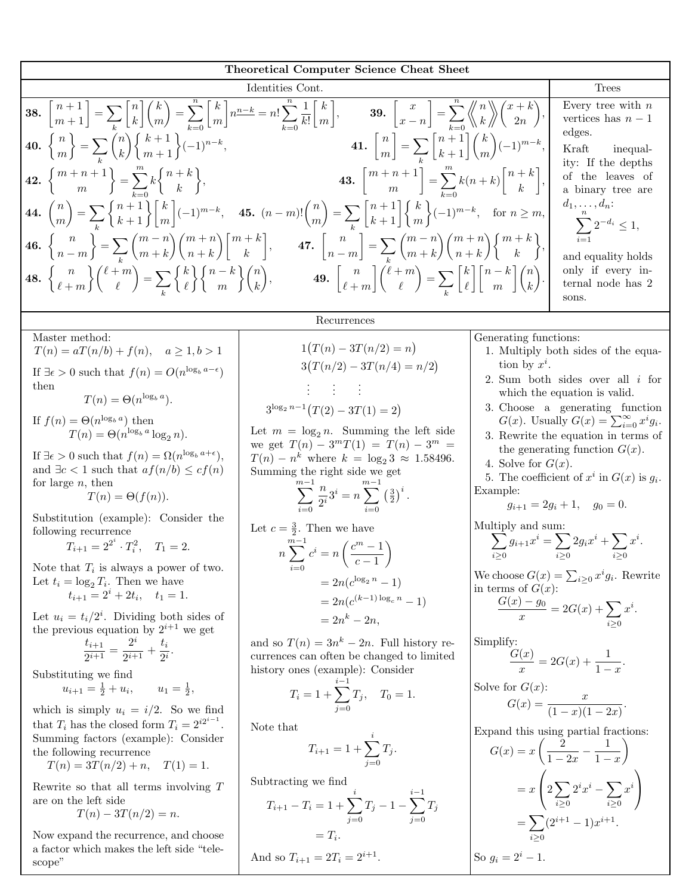# Theoretical Computer Science Cheat Sheet

## Identities Cont.

**38.** $\left[{n+1 \atop m+1}\right] = \sum_k \left[{n \atop k}\right]\binom{k}{m} = \sum_{k=0}^{n} \left[{k \atop m}\right] n^{\underline{n-k}} = n! \sum_{k=0}^{n} \frac{1}{k!}\left[{k \atop m}\right]$,

**39.** $\left[{x \atop x-n}\right] = \sum_{k=0}^{n} \left\langle\!\left\langle {n \atop k} \right\rangle\!\right\rangle \binom{x+k}{2n}$,

**40.** $\left\{{n \atop m}\right\} = \sum_k \binom{n}{k}\left\{{k+1 \atop m+1}\right\}(-1)^{n-k}$,

**41.** $\left[{n \atop m}\right] = \sum_k \left[{n+1 \atop k+1}\right]\binom{k}{m}(-1)^{m-k}$,

**42.** $\left\{{m+n+1 \atop m}\right\} = \sum_{k=0}^{m} k\left\{{n+k \atop k}\right\}$,

**43.** $\left[{m+n+1 \atop m}\right] = \sum_{k=0}^{m} k(n+k)\left[{n+k \atop k}\right]$,

**44.** $\binom{n}{m} = \sum_k \left\{{n+1 \atop k+1}\right\}\left[{k \atop m}\right](-1)^{m-k}$,

**45.** $(n-m)!\binom{n}{m} = \sum_k \left[{n+1 \atop k+1}\right]\left\{{k \atop m}\right\}(-1)^{m-k}$, for $n \geq m$,

**46.** $\left\{{n \atop n-m}\right\} = \sum_k \binom{m-n}{m+k}\binom{m+n}{n+k}\left[{m+k \atop k}\right]$,

**47.** $\left[{n \atop n-m}\right] = \sum_k \binom{m-n}{m+k}\binom{m+n}{n+k}\left\{{m+k \atop k}\right\}$,

**48.** $\left\{{n \atop \ell+m}\right\}\binom{\ell+m}{\ell} = \sum_k \left\{{k \atop \ell}\right\}\left\{{n-k \atop m}\right\}\binom{n}{k}$,

**49.** $\left[{n \atop \ell+m}\right]\binom{\ell+m}{\ell} = \sum_k \left[{k \atop \ell}\right]\left[{n-k \atop m}\right]\binom{n}{k}$.

## Trees

Every tree with $n$ vertices has $n-1$ edges.

Kraft inequality: If the depths of the leaves of a binary tree are $d_1, \ldots, d_n$:

$$\sum_{i=1}^{n} 2^{-d_i} \leq 1,$$

and equality holds only if every internal node has 2 sons.

## Recurrences

Master method:

$$T(n) = aT(n/b) + f(n), \quad a \geq 1, b > 1$$

If $\exists \epsilon > 0$ such that $f(n) = O(n^{\log_b a - \epsilon})$ then

$$T(n) = \Theta(n^{\log_b a}).$$

If $f(n) = \Theta(n^{\log_b a})$ then

$$T(n) = \Theta(n^{\log_b a} \log_2 n).$$

If $\exists \epsilon > 0$ such that $f(n) = \Omega(n^{\log_b a + \epsilon})$, and $\exists c < 1$ such that $af(n/b) \leq cf(n)$ for large $n$, then

$$T(n) = \Theta(f(n)).$$

Substitution (example): Consider the following recurrence

$$T_{i+1} = 2^{2^i} \cdot T_i^2, \quad T_1 = 2.$$

Note that $T_i$ is always a power of two. Let $t_i = \log_2 T_i$. Then we have

$$t_{i+1} = 2^i + 2t_i, \quad t_1 = 1.$$

Let $u_i = t_i/2^i$. Dividing both sides of the previous equation by $2^{i+1}$ we get

$$\frac{t_{i+1}}{2^{i+1}} = \frac{2^i}{2^{i+1}} + \frac{t_i}{2^i}.$$

Substituting we find

$$u_{i+1} = \tfrac{1}{2} + u_i, \qquad u_1 = \tfrac{1}{2},$$

which is simply $u_i = i/2$. So we find that $T_i$ has the closed form $T_i = 2^{i2^{i-1}}$.

Summing factors (example): Consider the following recurrence

$$T(n) = 3T(n/2) + n, \quad T(1) = 1.$$

Rewrite so that all terms involving $T$ are on the left side

$$T(n) - 3T(n/2) = n.$$

Now expand the recurrence, and choose a factor which makes the left side "telescope"

$$1\big(T(n) - 3T(n/2) = n\big)$$
$$3\big(T(n/2) - 3T(n/4) = n/2\big)$$
$$\vdots \qquad \vdots \qquad \vdots$$
$$3^{\log_2 n - 1}\big(T(2) - 3T(1) = 2\big)$$

Let $m = \log_2 n$. Summing the left side we get $T(n) - 3^m T(1) = T(n) - 3^m = T(n) - n^k$ where $k = \log_2 3 \approx 1.58496$. Summing the right side we get

$$\sum_{i=0}^{m-1} \frac{n}{2^i} 3^i = n \sum_{i=0}^{m-1} \left(\tfrac{3}{2}\right)^i.$$

Let $c = \frac{3}{2}$. Then we have

$$\begin{aligned} n \sum_{i=0}^{m-1} c^i &= n\left(\frac{c^m - 1}{c-1}\right) \\ &= 2n(c^{\log_2 n} - 1) \\ &= 2n(c^{(k-1)\log_c n} - 1) \\ &= 2n^k - 2n, \end{aligned}$$

and so $T(n) = 3n^k - 2n$. Full history recurrences can often be changed to limited history ones (example): Consider

$$T_i = 1 + \sum_{j=0}^{i-1} T_j, \quad T_0 = 1.$$

Note that

$$T_{i+1} = 1 + \sum_{j=0}^{i} T_j.$$

Subtracting we find

$$\begin{aligned} T_{i+1} - T_i &= 1 + \sum_{j=0}^{i} T_j - 1 - \sum_{j=0}^{i-1} T_j \\ &= T_i. \end{aligned}$$

And so $T_{i+1} = 2T_i = 2^{i+1}$.

Generating functions:

1. Multiply both sides of the equation by $x^i$.
2. Sum both sides over all $i$ for which the equation is valid.
3. Choose a generating function $G(x)$. Usually $G(x) = \sum_{i=0}^{\infty} x^i g_i$.
3. Rewrite the equation in terms of the generating function $G(x)$.
4. Solve for $G(x)$.
5. The coefficient of $x^i$ in $G(x)$ is $g_i$.

Example:

$$g_{i+1} = 2g_i + 1, \quad g_0 = 0.$$

Multiply and sum:

$$\sum_{i \geq 0} g_{i+1} x^i = \sum_{i \geq 0} 2g_i x^i + \sum_{i \geq 0} x^i.$$

We choose $G(x) = \sum_{i \geq 0} x^i g_i$. Rewrite in terms of $G(x)$:

$$\frac{G(x) - g_0}{x} = 2G(x) + \sum_{i \geq 0} x^i.$$

Simplify:

$$\frac{G(x)}{x} = 2G(x) + \frac{1}{1-x}.$$

Solve for $G(x)$:

$$G(x) = \frac{x}{(1-x)(1-2x)}.$$

Expand this using partial fractions:

$$\begin{aligned} G(x) &= x\left(\frac{2}{1-2x} - \frac{1}{1-x}\right) \\ &= x\left(2\sum_{i \geq 0} 2^i x^i - \sum_{i \geq 0} x^i\right) \\ &= \sum_{i \geq 0} (2^{i+1} - 1)x^{i+1}. \end{aligned}$$

So $g_i = 2^i - 1$.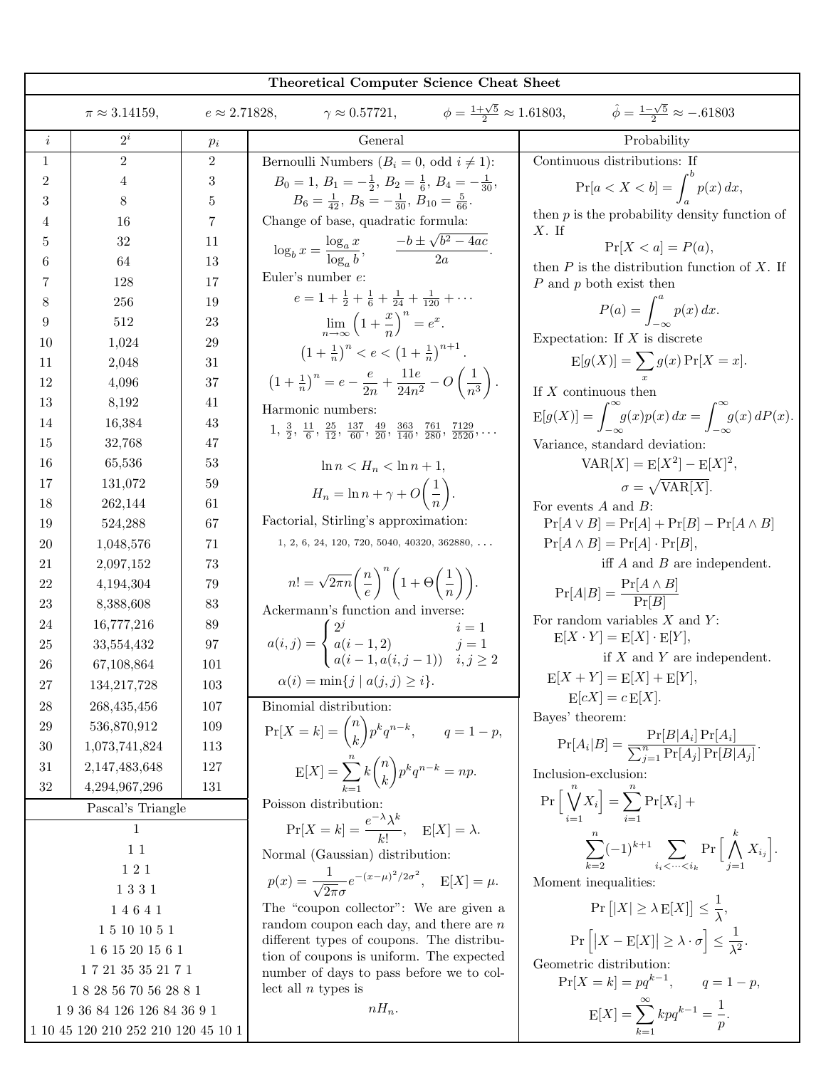# Theoretical Computer Science Cheat Sheet

$\pi \approx 3.14159$, $e \approx 2.71828$, $\gamma \approx 0.57721$, $\phi = \frac{1+\sqrt{5}}{2} \approx 1.61803$, $\hat{\phi} = \frac{1-\sqrt{5}}{2} \approx -.61803$

| $i$ | $2^i$ | $p_i$ |
|---|---|---|
| 1 | 2 | 2 |
| 2 | 4 | 3 |
| 3 | 8 | 5 |
| 4 | 16 | 7 |
| 5 | 32 | 11 |
| 6 | 64 | 13 |
| 7 | 128 | 17 |
| 8 | 256 | 19 |
| 9 | 512 | 23 |
| 10 | 1,024 | 29 |
| 11 | 2,048 | 31 |
| 12 | 4,096 | 37 |
| 13 | 8,192 | 41 |
| 14 | 16,384 | 43 |
| 15 | 32,768 | 47 |
| 16 | 65,536 | 53 |
| 17 | 131,072 | 59 |
| 18 | 262,144 | 61 |
| 19 | 524,288 | 67 |
| 20 | 1,048,576 | 71 |
| 21 | 2,097,152 | 73 |
| 22 | 4,194,304 | 79 |
| 23 | 8,388,608 | 83 |
| 24 | 16,777,216 | 89 |
| 25 | 33,554,432 | 97 |
| 26 | 67,108,864 | 101 |
| 27 | 134,217,728 | 103 |
| 28 | 268,435,456 | 107 |
| 29 | 536,870,912 | 109 |
| 30 | 1,073,741,824 | 113 |
| 31 | 2,147,483,648 | 127 |
| 32 | 4,294,967,296 | 131 |

## Pascal's Triangle

1
1 1
1 2 1
1 3 3 1
1 4 6 4 1
1 5 10 10 5 1
1 6 15 20 15 6 1
1 7 21 35 35 21 7 1
1 8 28 56 70 56 28 8 1
1 9 36 84 126 126 84 36 9 1
1 10 45 120 210 252 210 120 45 10 1

## General

Bernoulli Numbers ($B_i = 0$, odd $i \neq 1$):

$$B_0 = 1,\ B_1 = -\tfrac{1}{2},\ B_2 = \tfrac{1}{6},\ B_4 = -\tfrac{1}{30},$$
$$B_6 = \tfrac{1}{42},\ B_8 = -\tfrac{1}{30},\ B_{10} = \tfrac{5}{66}.$$

Change of base, quadratic formula:

$$\log_b x = \frac{\log_a x}{\log_a b}, \qquad \frac{-b \pm \sqrt{b^2 - 4ac}}{2a}.$$

Euler's number $e$:

$$e = 1 + \tfrac{1}{2} + \tfrac{1}{6} + \tfrac{1}{24} + \tfrac{1}{120} + \cdots$$
$$\lim_{n\to\infty}\left(1 + \frac{x}{n}\right)^n = e^x.$$
$$\left(1 + \tfrac{1}{n}\right)^n < e < \left(1 + \tfrac{1}{n}\right)^{n+1}.$$
$$\left(1 + \tfrac{1}{n}\right)^n = e - \frac{e}{2n} + \frac{11e}{24n^2} - O\left(\frac{1}{n^3}\right).$$

Harmonic numbers:

$1,\ \frac{3}{2},\ \frac{11}{6},\ \frac{25}{12},\ \frac{137}{60},\ \frac{49}{20},\ \frac{363}{140},\ \frac{761}{280},\ \frac{7129}{2520}, \ldots$

$$\ln n < H_n < \ln n + 1,$$
$$H_n = \ln n + \gamma + O\left(\frac{1}{n}\right).$$

Factorial, Stirling's approximation:

1, 2, 6, 24, 120, 720, 5040, 40320, 362880, ...

$$n! = \sqrt{2\pi n}\left(\frac{n}{e}\right)^n\left(1 + \Theta\left(\frac{1}{n}\right)\right).$$

Ackermann's function and inverse:

$$a(i,j) = \begin{cases} 2^j & i = 1 \\ a(i-1, 2) & j = 1 \\ a(i-1, a(i, j-1)) & i, j \geq 2 \end{cases}$$
$$\alpha(i) = \min\{j \mid a(j,j) \geq i\}.$$

Binomial distribution:

$$\Pr[X = k] = \binom{n}{k} p^k q^{n-k}, \qquad q = 1 - p,$$
$$\mathrm{E}[X] = \sum_{k=1}^{n} k \binom{n}{k} p^k q^{n-k} = np.$$

Poisson distribution:

$$\Pr[X = k] = \frac{e^{-\lambda}\lambda^k}{k!}, \quad \mathrm{E}[X] = \lambda.$$

Normal (Gaussian) distribution:

$$p(x) = \frac{1}{\sqrt{2\pi}\sigma} e^{-(x-\mu)^2/2\sigma^2}, \quad \mathrm{E}[X] = \mu.$$

The "coupon collector": We are given a random coupon each day, and there are $n$ different types of coupons. The distribution of coupons is uniform. The expected number of days to pass before we to collect all $n$ types is

$$nH_n.$$

## Probability

Continuous distributions: If

$$\Pr[a < X < b] = \int_a^b p(x)\,dx,$$

then $p$ is the probability density function of $X$. If

$$\Pr[X < a] = P(a),$$

then $P$ is the distribution function of $X$. If $P$ and $p$ both exist then

$$P(a) = \int_{-\infty}^{a} p(x)\,dx.$$

Expectation: If $X$ is discrete

$$\mathrm{E}[g(X)] = \sum_x g(x)\Pr[X = x].$$

If $X$ continuous then

$$\mathrm{E}[g(X)] = \int_{-\infty}^{\infty} g(x)p(x)\,dx = \int_{-\infty}^{\infty} g(x)\,dP(x).$$

Variance, standard deviation:

$$\mathrm{VAR}[X] = \mathrm{E}[X^2] - \mathrm{E}[X]^2,$$
$$\sigma = \sqrt{\mathrm{VAR}[X]}.$$

For events $A$ and $B$:

$$\Pr[A \vee B] = \Pr[A] + \Pr[B] - \Pr[A \wedge B]$$
$$\Pr[A \wedge B] = \Pr[A] \cdot \Pr[B],$$

iff $A$ and $B$ are independent.

$$\Pr[A|B] = \frac{\Pr[A \wedge B]}{\Pr[B]}$$

For random variables $X$ and $Y$:

$$\mathrm{E}[X \cdot Y] = \mathrm{E}[X] \cdot \mathrm{E}[Y],$$

if $X$ and $Y$ are independent.

$$\mathrm{E}[X + Y] = \mathrm{E}[X] + \mathrm{E}[Y],$$
$$\mathrm{E}[cX] = c\,\mathrm{E}[X].$$

Bayes' theorem:

$$\Pr[A_i|B] = \frac{\Pr[B|A_i]\Pr[A_i]}{\sum_{j=1}^{n}\Pr[A_j]\Pr[B|A_j]}.$$

Inclusion-exclusion:

$$\Pr\left[\bigvee_{i=1}^{n} X_i\right] = \sum_{i=1}^{n}\Pr[X_i] + \sum_{k=2}^{n}(-1)^{k+1}\sum_{i_i < \cdots < i_k}\Pr\left[\bigwedge_{j=1}^{k} X_{i_j}\right].$$

Moment inequalities:

$$\Pr\left[|X| \geq \lambda\,\mathrm{E}[X]\right] \leq \frac{1}{\lambda},$$
$$\Pr\left[\left|X - \mathrm{E}[X]\right| \geq \lambda \cdot \sigma\right] \leq \frac{1}{\lambda^2}.$$

Geometric distribution:

$$\Pr[X = k] = pq^{k-1}, \qquad q = 1 - p,$$
$$\mathrm{E}[X] = \sum_{k=1}^{\infty} kpq^{k-1} = \frac{1}{p}.$$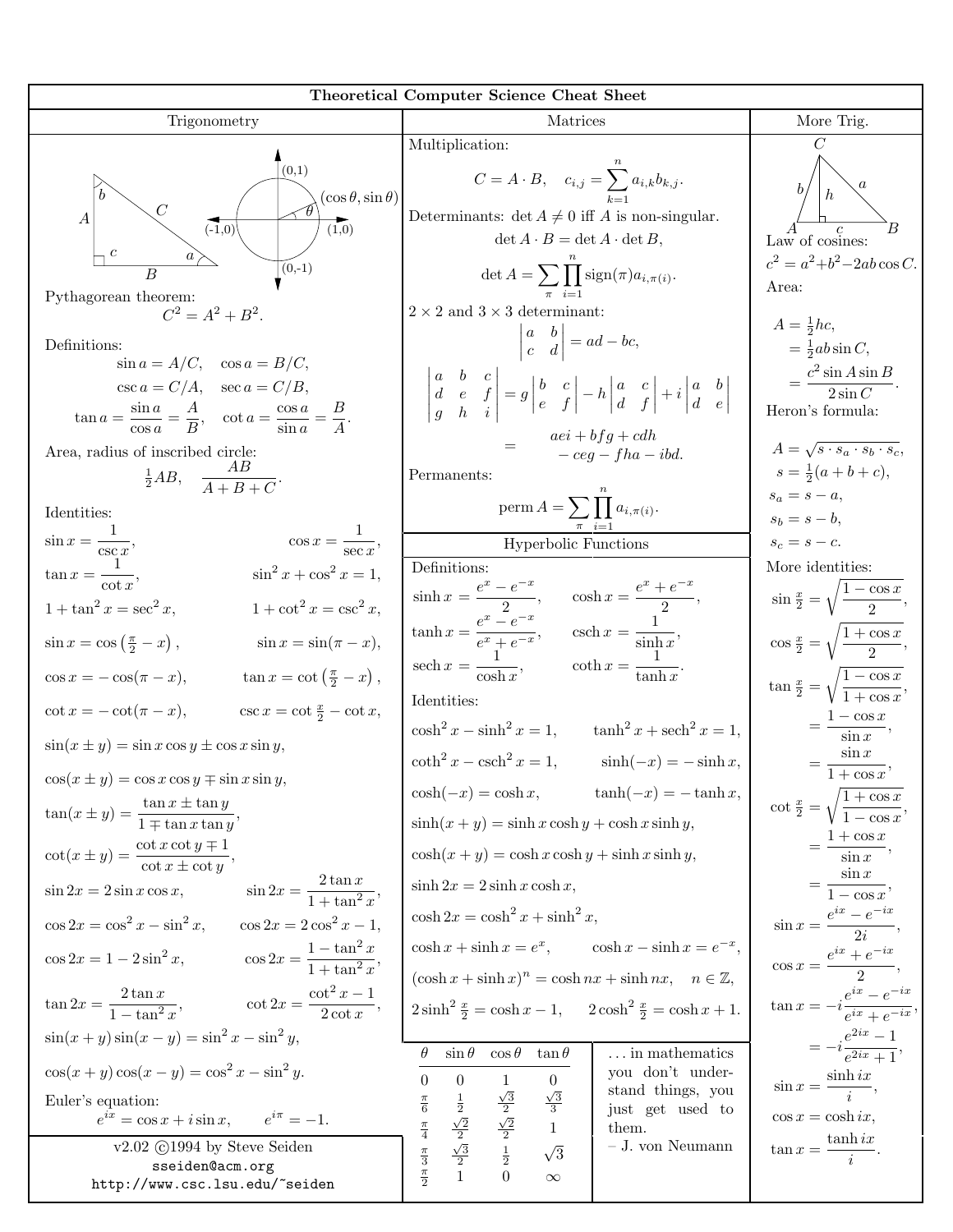# Theoretical Computer Science Cheat Sheet

## Trigonometry

(0,1), (cos θ, sin θ), (-1,0), (1,0), (0,-1), θ

Pythagorean theorem:

$$C^2 = A^2 + B^2.$$

Definitions:

$$\sin a = A/C, \quad \cos a = B/C,$$

$$\csc a = C/A, \quad \sec a = C/B,$$

$$\tan a = \frac{\sin a}{\cos a} = \frac{A}{B}, \quad \cot a = \frac{\cos a}{\sin a} = \frac{B}{A}.$$

Area, radius of inscribed circle:

$$\tfrac{1}{2}AB, \quad \frac{AB}{A+B+C}.$$

Identities:

$$\sin x = \frac{1}{\csc x}, \qquad \cos x = \frac{1}{\sec x},$$

$$\tan x = \frac{1}{\cot x}, \qquad \sin^2 x + \cos^2 x = 1,$$

$$1 + \tan^2 x = \sec^2 x, \qquad 1 + \cot^2 x = \csc^2 x,$$

$$\sin x = \cos\left(\tfrac{\pi}{2} - x\right), \qquad \sin x = \sin(\pi - x),$$

$$\cos x = -\cos(\pi - x), \qquad \tan x = \cot\left(\tfrac{\pi}{2} - x\right),$$

$$\cot x = -\cot(\pi - x), \qquad \csc x = \cot \tfrac{x}{2} - \cot x,$$

$$\sin(x \pm y) = \sin x \cos y \pm \cos x \sin y,$$

$$\cos(x \pm y) = \cos x \cos y \mp \sin x \sin y,$$

$$\tan(x \pm y) = \frac{\tan x \pm \tan y}{1 \mp \tan x \tan y},$$

$$\cot(x \pm y) = \frac{\cot x \cot y \mp 1}{\cot x \pm \cot y},$$

$$\sin 2x = 2 \sin x \cos x, \qquad \sin 2x = \frac{2 \tan x}{1 + \tan^2 x},$$

$$\cos 2x = \cos^2 x - \sin^2 x, \qquad \cos 2x = 2\cos^2 x - 1,$$

$$\cos 2x = 1 - 2\sin^2 x, \qquad \cos 2x = \frac{1 - \tan^2 x}{1 + \tan^2 x},$$

$$\tan 2x = \frac{2 \tan x}{1 - \tan^2 x}, \qquad \cot 2x = \frac{\cot^2 x - 1}{2 \cot x},$$

$$\sin(x+y)\sin(x-y) = \sin^2 x - \sin^2 y,$$

$$\cos(x+y)\cos(x-y) = \cos^2 x - \sin^2 y.$$

Euler's equation:

$$e^{ix} = \cos x + i \sin x, \qquad e^{i\pi} = -1.$$

v2.02 ©1994 by Steve Seiden
sseiden@acm.org
http://www.csc.lsu.edu/~seiden

## Matrices

Multiplication:

$$C = A \cdot B, \quad c_{i,j} = \sum_{k=1}^{n} a_{i,k} b_{k,j}.$$

Determinants: $\det A \neq 0$ iff $A$ is non-singular.

$$\det A \cdot B = \det A \cdot \det B,$$

$$\det A = \sum_{\pi} \prod_{i=1}^{n} \operatorname{sign}(\pi) a_{i,\pi(i)}.$$

$2 \times 2$ and $3 \times 3$ determinant:

$$\begin{vmatrix} a & b \\ c & d \end{vmatrix} = ad - bc,$$

$$\begin{vmatrix} a & b & c \\ d & e & f \\ g & h & i \end{vmatrix} = g \begin{vmatrix} b & c \\ e & f \end{vmatrix} - h \begin{vmatrix} a & c \\ d & f \end{vmatrix} + i \begin{vmatrix} a & b \\ d & e \end{vmatrix}$$

$$= \begin{array}{c} aei + bfg + cdh \\ -ceg - fha - ibd. \end{array}$$

Permanents:

$$\operatorname{perm} A = \sum_{\pi} \prod_{i=1}^{n} a_{i,\pi(i)}.$$

## Hyperbolic Functions

Definitions:

$$\sinh x = \frac{e^x - e^{-x}}{2}, \qquad \cosh x = \frac{e^x + e^{-x}}{2},$$

$$\tanh x = \frac{e^x - e^{-x}}{e^x + e^{-x}}, \qquad \operatorname{csch} x = \frac{1}{\sinh x},$$

$$\operatorname{sech} x = \frac{1}{\cosh x}, \qquad \coth x = \frac{1}{\tanh x}.$$

Identities:

$$\cosh^2 x - \sinh^2 x = 1, \qquad \tanh^2 x + \operatorname{sech}^2 x = 1,$$

$$\coth^2 x - \operatorname{csch}^2 x = 1, \qquad \sinh(-x) = -\sinh x,$$

$$\cosh(-x) = \cosh x, \qquad \tanh(-x) = -\tanh x,$$

$$\sinh(x+y) = \sinh x \cosh y + \cosh x \sinh y,$$

$$\cosh(x+y) = \cosh x \cosh y + \sinh x \sinh y,$$

$$\sinh 2x = 2 \sinh x \cosh x,$$

$$\cosh 2x = \cosh^2 x + \sinh^2 x,$$

$$\cosh x + \sinh x = e^x, \qquad \cosh x - \sinh x = e^{-x},$$

$$(\cosh x + \sinh x)^n = \cosh nx + \sinh nx, \quad n \in \mathbb{Z},$$

$$2\sinh^2 \tfrac{x}{2} = \cosh x - 1, \qquad 2\cosh^2 \tfrac{x}{2} = \cosh x + 1.$$

| $\theta$ | $\sin\theta$ | $\cos\theta$ | $\tan\theta$ |
|---|---|---|---|
| $0$ | $0$ | $1$ | $0$ |
| $\frac{\pi}{6}$ | $\frac{1}{2}$ | $\frac{\sqrt{3}}{2}$ | $\frac{\sqrt{3}}{3}$ |
| $\frac{\pi}{4}$ | $\frac{\sqrt{2}}{2}$ | $\frac{\sqrt{2}}{2}$ | $1$ |
| $\frac{\pi}{3}$ | $\frac{\sqrt{3}}{2}$ | $\frac{1}{2}$ | $\sqrt{3}$ |
| $\frac{\pi}{2}$ | $1$ | $0$ | $\infty$ |

... in mathematics you don't understand things, you just get used to them.
– J. von Neumann

## More Trig.

Law of cosines:

$$c^2 = a^2 + b^2 - 2ab \cos C.$$

Area:

$$A = \tfrac{1}{2}hc,$$

$$= \tfrac{1}{2}ab \sin C,$$

$$= \frac{c^2 \sin A \sin B}{2 \sin C}.$$

Heron's formula:

$$A = \sqrt{s \cdot s_a \cdot s_b \cdot s_c},$$

$$s = \tfrac{1}{2}(a + b + c),$$

$$s_a = s - a,$$

$$s_b = s - b,$$

$$s_c = s - c.$$

More identities:

$$\sin \tfrac{x}{2} = \sqrt{\frac{1 - \cos x}{2}},$$

$$\cos \tfrac{x}{2} = \sqrt{\frac{1 + \cos x}{2}},$$

$$\tan \tfrac{x}{2} = \sqrt{\frac{1 - \cos x}{1 + \cos x}},$$

$$= \frac{1 - \cos x}{\sin x},$$

$$= \frac{\sin x}{1 + \cos x},$$

$$\cot \tfrac{x}{2} = \sqrt{\frac{1 + \cos x}{1 - \cos x}},$$

$$= \frac{1 + \cos x}{\sin x},$$

$$= \frac{\sin x}{1 - \cos x},$$

$$\sin x = \frac{e^{ix} - e^{-ix}}{2i},$$

$$\cos x = \frac{e^{ix} + e^{-ix}}{2},$$

$$\tan x = -i\frac{e^{ix} - e^{-ix}}{e^{ix} + e^{-ix}},$$

$$= -i\frac{e^{2ix} - 1}{e^{2ix} + 1},$$

$$\sin x = \frac{\sinh ix}{i},$$

$$\cos x = \cosh ix,$$

$$\tan x = \frac{\tanh ix}{i}.$$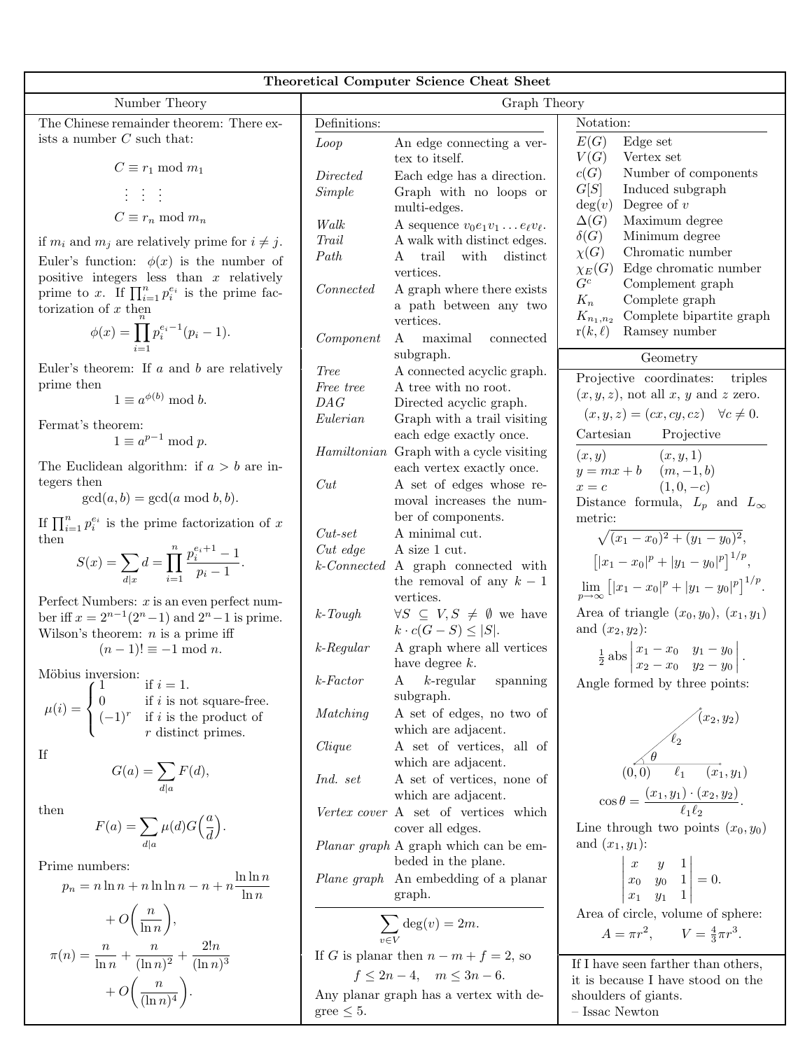# Theoretical Computer Science Cheat Sheet

## Number Theory

The Chinese remainder theorem: There exists a number $C$ such that:

$$C \equiv r_1 \bmod m_1$$
$$\vdots \quad \vdots \quad \vdots$$
$$C \equiv r_n \bmod m_n$$

if $m_i$ and $m_j$ are relatively prime for $i \neq j$.

Euler's function: $\phi(x)$ is the number of positive integers less than $x$ relatively prime to $x$. If $\prod_{i=1}^n p_i^{e_i}$ is the prime factorization of $x$ then

$$\phi(x) = \prod_{i=1}^n p_i^{e_i-1}(p_i - 1).$$

Euler's theorem: If $a$ and $b$ are relatively prime then

$$1 \equiv a^{\phi(b)} \bmod b.$$

Fermat's theorem:

$$1 \equiv a^{p-1} \bmod p.$$

The Euclidean algorithm: if $a > b$ are integers then

$$\gcd(a, b) = \gcd(a \bmod b, b).$$

If $\prod_{i=1}^n p_i^{e_i}$ is the prime factorization of $x$ then

$$S(x) = \sum_{d|x} d = \prod_{i=1}^n \frac{p_i^{e_i+1} - 1}{p_i - 1}.$$

Perfect Numbers: $x$ is an even perfect number iff $x = 2^{n-1}(2^n - 1)$ and $2^n - 1$ is prime.

Wilson's theorem: $n$ is a prime iff

$$(n-1)! \equiv -1 \bmod n.$$

Möbius inversion:

$$\mu(i) = \begin{cases} 1 & \text{if } i = 1. \\ 0 & \text{if } i \text{ is not square-free.} \\ (-1)^r & \text{if } i \text{ is the product of } r \text{ distinct primes.} \end{cases}$$

If

$$G(a) = \sum_{d|a} F(d),$$

then

$$F(a) = \sum_{d|a} \mu(d) G\left(\frac{a}{d}\right).$$

Prime numbers:

$$p_n = n \ln n + n \ln \ln n - n + n \frac{\ln \ln n}{\ln n} + O\left(\frac{n}{\ln n}\right),$$

$$\pi(n) = \frac{n}{\ln n} + \frac{n}{(\ln n)^2} + \frac{2!n}{(\ln n)^3} + O\left(\frac{n}{(\ln n)^4}\right).$$

## Graph Theory

**Definitions:**

| | |
|---|---|
| *Loop* | An edge connecting a vertex to itself. |
| *Directed* | Each edge has a direction. |
| *Simple* | Graph with no loops or multi-edges. |
| *Walk* | A sequence $v_0 e_1 v_1 \ldots e_\ell v_\ell$. |
| *Trail* | A walk with distinct edges. |
| *Path* | A trail with distinct vertices. |
| *Connected* | A graph where there exists a path between any two vertices. |
| *Component* | A maximal connected subgraph. |
| *Tree* | A connected acyclic graph. |
| *Free tree* | A tree with no root. |
| *DAG* | Directed acyclic graph. |
| *Eulerian* | Graph with a trail visiting each edge exactly once. |
| *Hamiltonian* | Graph with a cycle visiting each vertex exactly once. |
| *Cut* | A set of edges whose removal increases the number of components. |
| *Cut-set* | A minimal cut. |
| *Cut edge* | A size 1 cut. |
| *k-Connected* | A graph connected with the removal of any $k-1$ vertices. |
| *k-Tough* | $\forall S \subseteq V, S \neq \emptyset$ we have $k \cdot c(G - S) \leq \lvert S \rvert$. |
| *k-Regular* | A graph where all vertices have degree $k$. |
| *k-Factor* | A $k$-regular spanning subgraph. |
| *Matching* | A set of edges, no two of which are adjacent. |
| *Clique* | A set of vertices, all of which are adjacent. |
| *Ind. set* | A set of vertices, none of which are adjacent. |
| *Vertex cover* | A set of vertices which cover all edges. |
| *Planar graph* | A graph which can be embeded in the plane. |
| *Plane graph* | An embedding of a planar graph. |

$$\sum_{v \in V} \deg(v) = 2m.$$

If $G$ is planar then $n - m + f = 2$, so

$$f \leq 2n - 4, \quad m \leq 3n - 6.$$

Any planar graph has a vertex with degree $\leq 5$.

**Notation:**

| | |
|---|---|
| $E(G)$ | Edge set |
| $V(G)$ | Vertex set |
| $c(G)$ | Number of components |
| $G[S]$ | Induced subgraph |
| $\deg(v)$ | Degree of $v$ |
| $\Delta(G)$ | Maximum degree |
| $\delta(G)$ | Minimum degree |
| $\chi(G)$ | Chromatic number |
| $\chi_E(G)$ | Edge chromatic number |
| $G^c$ | Complement graph |
| $K_n$ | Complete graph |
| $K_{n_1,n_2}$ | Complete bipartite graph |
| $\mathrm{r}(k, \ell)$ | Ramsey number |

## Geometry

Projective coordinates: triples $(x, y, z)$, not all $x$, $y$ and $z$ zero.

$$(x, y, z) = (cx, cy, cz) \quad \forall c \neq 0.$$

| Cartesian | Projective |
|---|---|
| $(x, y)$ | $(x, y, 1)$ |
| $y = mx + b$ | $(m, -1, b)$ |
| $x = c$ | $(1, 0, -c)$ |

Distance formula, $L_p$ and $L_\infty$ metric:

$$\sqrt{(x_1 - x_0)^2 + (y_1 - y_0)^2},$$

$$\left[\lvert x_1 - x_0 \rvert^p + \lvert y_1 - y_0 \rvert^p\right]^{1/p},$$

$$\lim_{p \to \infty} \left[\lvert x_1 - x_0 \rvert^p + \lvert y_1 - y_0 \rvert^p\right]^{1/p}.$$

Area of triangle $(x_0, y_0)$, $(x_1, y_1)$ and $(x_2, y_2)$:

$$\tfrac{1}{2} \operatorname{abs} \begin{vmatrix} x_1 - x_0 & y_1 - y_0 \\ x_2 - x_0 & y_2 - y_0 \end{vmatrix}.$$

Angle formed by three points:

$(x_2, y_2)$, $\ell_2$, $\theta$, $(0,0)$, $\ell_1$, $(x_1, y_1)$

$$\cos\theta = \frac{(x_1, y_1) \cdot (x_2, y_2)}{\ell_1 \ell_2}.$$

Line through two points $(x_0, y_0)$ and $(x_1, y_1)$:

$$\begin{vmatrix} x & y & 1 \\ x_0 & y_0 & 1 \\ x_1 & y_1 & 1 \end{vmatrix} = 0.$$

Area of circle, volume of sphere:

$$A = \pi r^2, \qquad V = \tfrac{4}{3}\pi r^3.$$

If I have seen farther than others, it is because I have stood on the shoulders of giants.
– Issac Newton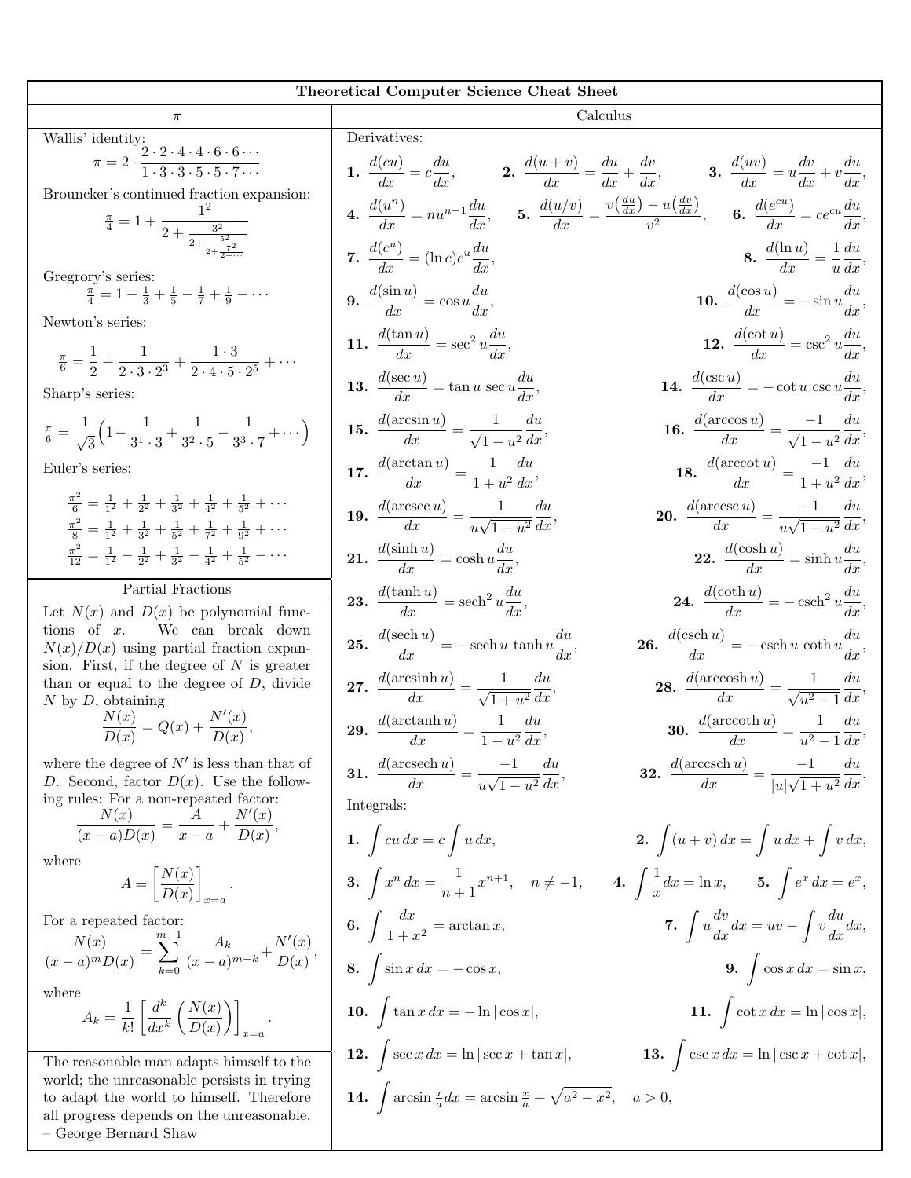# Theoretical Computer Science Cheat Sheet

## π

Wallis' identity:

$$\pi = 2 \cdot \frac{2 \cdot 2 \cdot 4 \cdot 4 \cdot 6 \cdot 6 \cdots}{1 \cdot 3 \cdot 3 \cdot 5 \cdot 5 \cdot 7 \cdots}$$

Brouncker's continued fraction expansion:

$$\tfrac{\pi}{4} = 1 + \cfrac{1^2}{2 + \cfrac{3^2}{2 + \cfrac{5^2}{2 + \cfrac{7^2}{2 + \cdots}}}}$$

Gregrory's series:

$$\tfrac{\pi}{4} = 1 - \tfrac{1}{3} + \tfrac{1}{5} - \tfrac{1}{7} + \tfrac{1}{9} - \cdots$$

Newton's series:

$$\tfrac{\pi}{6} = \frac{1}{2} + \frac{1}{2 \cdot 3 \cdot 2^3} + \frac{1 \cdot 3}{2 \cdot 4 \cdot 5 \cdot 2^5} + \cdots$$

Sharp's series:

$$\tfrac{\pi}{6} = \frac{1}{\sqrt{3}}\left(1 - \frac{1}{3^1 \cdot 3} + \frac{1}{3^2 \cdot 5} - \frac{1}{3^3 \cdot 7} + \cdots\right)$$

Euler's series:

$$\tfrac{\pi^2}{6} = \tfrac{1}{1^2} + \tfrac{1}{2^2} + \tfrac{1}{3^2} + \tfrac{1}{4^2} + \tfrac{1}{5^2} + \cdots$$

$$\tfrac{\pi^2}{8} = \tfrac{1}{1^2} + \tfrac{1}{3^2} + \tfrac{1}{5^2} + \tfrac{1}{7^2} + \tfrac{1}{9^2} + \cdots$$

$$\tfrac{\pi^2}{12} = \tfrac{1}{1^2} - \tfrac{1}{2^2} + \tfrac{1}{3^2} - \tfrac{1}{4^2} + \tfrac{1}{5^2} - \cdots$$

## Partial Fractions

Let $N(x)$ and $D(x)$ be polynomial functions of $x$. We can break down $N(x)/D(x)$ using partial fraction expansion. First, if the degree of $N$ is greater than or equal to the degree of $D$, divide $N$ by $D$, obtaining

$$\frac{N(x)}{D(x)} = Q(x) + \frac{N'(x)}{D(x)},$$

where the degree of $N'$ is less than that of $D$. Second, factor $D(x)$. Use the following rules: For a non-repeated factor:

$$\frac{N(x)}{(x-a)D(x)} = \frac{A}{x-a} + \frac{N'(x)}{D(x)},$$

where

$$A = \left[\frac{N(x)}{D(x)}\right]_{x=a}.$$

For a repeated factor:

$$\frac{N(x)}{(x-a)^m D(x)} = \sum_{k=0}^{m-1} \frac{A_k}{(x-a)^{m-k}} + \frac{N'(x)}{D(x)},$$

where

$$A_k = \frac{1}{k!}\left[\frac{d^k}{dx^k}\left(\frac{N(x)}{D(x)}\right)\right]_{x=a}.$$

The reasonable man adapts himself to the world; the unreasonable persists in trying to adapt the world to himself. Therefore all progress depends on the unreasonable.
– George Bernard Shaw

## Calculus

Derivatives:

**1.** $\dfrac{d(cu)}{dx} = c\dfrac{du}{dx}$, **2.** $\dfrac{d(u+v)}{dx} = \dfrac{du}{dx} + \dfrac{dv}{dx}$, **3.** $\dfrac{d(uv)}{dx} = u\dfrac{dv}{dx} + v\dfrac{du}{dx}$,

**4.** $\dfrac{d(u^n)}{dx} = nu^{n-1}\dfrac{du}{dx}$, **5.** $\dfrac{d(u/v)}{dx} = \dfrac{v\left(\frac{du}{dx}\right) - u\left(\frac{dv}{dx}\right)}{v^2}$, **6.** $\dfrac{d(e^{cu})}{dx} = ce^{cu}\dfrac{du}{dx}$,

**7.** $\dfrac{d(c^u)}{dx} = (\ln c)c^u\dfrac{du}{dx}$, **8.** $\dfrac{d(\ln u)}{dx} = \dfrac{1}{u}\dfrac{du}{dx}$,

**9.** $\dfrac{d(\sin u)}{dx} = \cos u\dfrac{du}{dx}$, **10.** $\dfrac{d(\cos u)}{dx} = -\sin u\dfrac{du}{dx}$,

**11.** $\dfrac{d(\tan u)}{dx} = \sec^2 u\dfrac{du}{dx}$, **12.** $\dfrac{d(\cot u)}{dx} = \csc^2 u\dfrac{du}{dx}$,

**13.** $\dfrac{d(\sec u)}{dx} = \tan u \,\sec u\dfrac{du}{dx}$, **14.** $\dfrac{d(\csc u)}{dx} = -\cot u \,\csc u\dfrac{du}{dx}$,

**15.** $\dfrac{d(\arcsin u)}{dx} = \dfrac{1}{\sqrt{1-u^2}}\dfrac{du}{dx}$, **16.** $\dfrac{d(\arccos u)}{dx} = \dfrac{-1}{\sqrt{1-u^2}}\dfrac{du}{dx}$,

**17.** $\dfrac{d(\arctan u)}{dx} = \dfrac{1}{1+u^2}\dfrac{du}{dx}$, **18.** $\dfrac{d(\operatorname{arccot} u)}{dx} = \dfrac{-1}{1+u^2}\dfrac{du}{dx}$,

**19.** $\dfrac{d(\operatorname{arcsec} u)}{dx} = \dfrac{1}{u\sqrt{1-u^2}}\dfrac{du}{dx}$, **20.** $\dfrac{d(\operatorname{arccsc} u)}{dx} = \dfrac{-1}{u\sqrt{1-u^2}}\dfrac{du}{dx}$,

**21.** $\dfrac{d(\sinh u)}{dx} = \cosh u\dfrac{du}{dx}$, **22.** $\dfrac{d(\cosh u)}{dx} = \sinh u\dfrac{du}{dx}$,

**23.** $\dfrac{d(\tanh u)}{dx} = \operatorname{sech}^2 u\dfrac{du}{dx}$, **24.** $\dfrac{d(\coth u)}{dx} = -\operatorname{csch}^2 u\dfrac{du}{dx}$,

**25.** $\dfrac{d(\operatorname{sech} u)}{dx} = -\operatorname{sech} u \,\tanh u\dfrac{du}{dx}$, **26.** $\dfrac{d(\operatorname{csch} u)}{dx} = -\operatorname{csch} u \,\coth u\dfrac{du}{dx}$,

**27.** $\dfrac{d(\operatorname{arcsinh} u)}{dx} = \dfrac{1}{\sqrt{1+u^2}}\dfrac{du}{dx}$, **28.** $\dfrac{d(\operatorname{arccosh} u)}{dx} = \dfrac{1}{\sqrt{u^2-1}}\dfrac{du}{dx}$,

**29.** $\dfrac{d(\operatorname{arctanh} u)}{dx} = \dfrac{1}{1-u^2}\dfrac{du}{dx}$, **30.** $\dfrac{d(\operatorname{arccoth} u)}{dx} = \dfrac{1}{u^2-1}\dfrac{du}{dx}$,

**31.** $\dfrac{d(\operatorname{arcsech} u)}{dx} = \dfrac{-1}{u\sqrt{1-u^2}}\dfrac{du}{dx}$, **32.** $\dfrac{d(\operatorname{arccsch} u)}{dx} = \dfrac{-1}{|u|\sqrt{1+u^2}}\dfrac{du}{dx}$.

Integrals:

**1.** $\displaystyle\int cu\,dx = c\int u\,dx$, **2.** $\displaystyle\int (u+v)\,dx = \int u\,dx + \int v\,dx$,

**3.** $\displaystyle\int x^n\,dx = \frac{1}{n+1}x^{n+1}, \quad n \neq -1$, **4.** $\displaystyle\int \frac{1}{x}dx = \ln x$, **5.** $\displaystyle\int e^x\,dx = e^x$,

**6.** $\displaystyle\int \frac{dx}{1+x^2} = \arctan x$, **7.** $\displaystyle\int u\frac{dv}{dx}dx = uv - \int v\frac{du}{dx}dx$,

**8.** $\displaystyle\int \sin x\,dx = -\cos x$, **9.** $\displaystyle\int \cos x\,dx = \sin x$,

**10.** $\displaystyle\int \tan x\,dx = -\ln|\cos x|$, **11.** $\displaystyle\int \cot x\,dx = \ln|\cos x|$,

**12.** $\displaystyle\int \sec x\,dx = \ln|\sec x + \tan x|$, **13.** $\displaystyle\int \csc x\,dx = \ln|\csc x + \cot x|$,

**14.** $\displaystyle\int \arcsin\tfrac{x}{a}dx = \arcsin\tfrac{x}{a} + \sqrt{a^2 - x^2}, \quad a > 0$,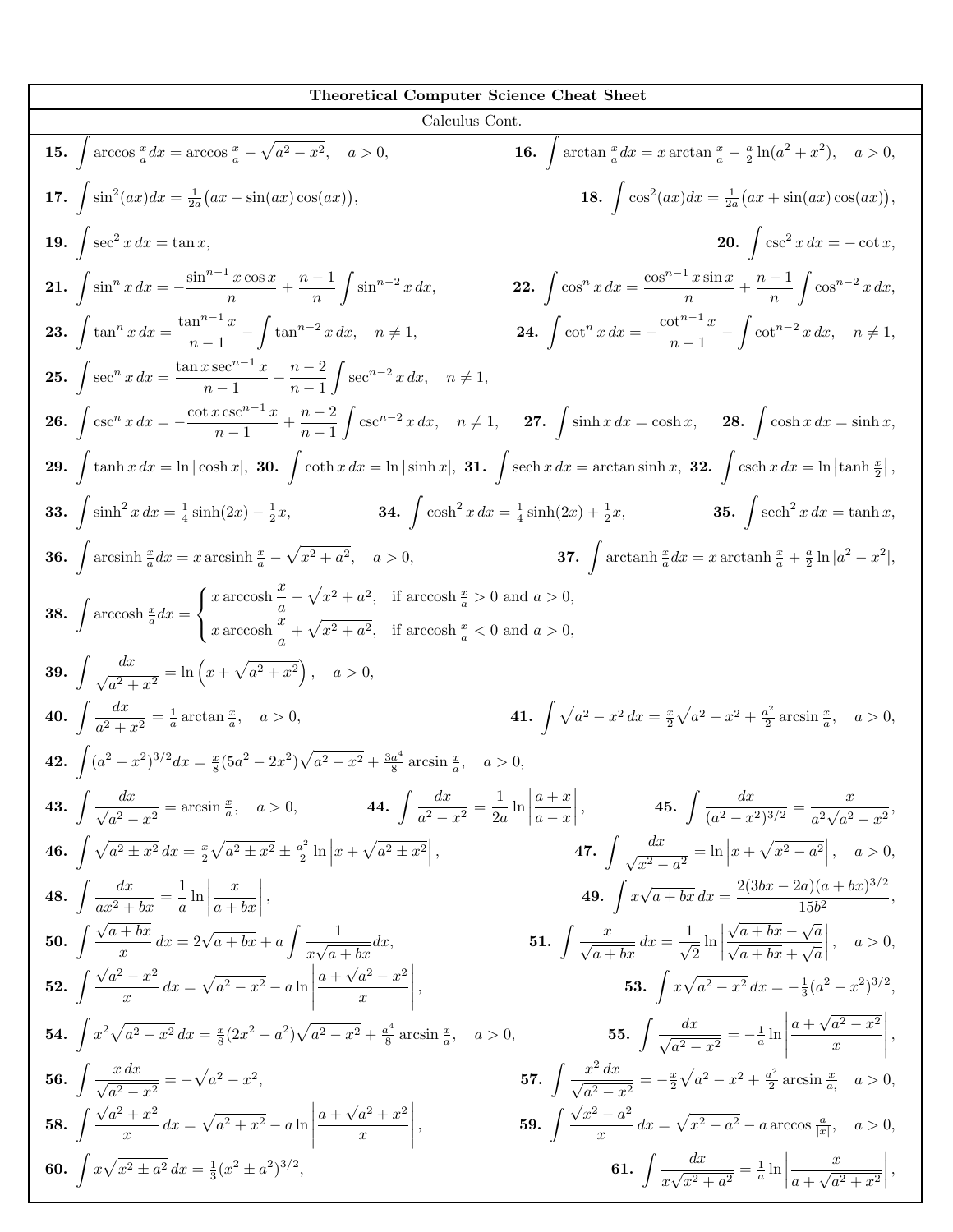**Theoretical Computer Science Cheat Sheet**

Calculus Cont.

**15.** $\displaystyle\int \arccos \tfrac{x}{a} dx = \arccos \tfrac{x}{a} - \sqrt{a^2 - x^2}, \quad a > 0,$

**16.** $\displaystyle\int \arctan \tfrac{x}{a} dx = x \arctan \tfrac{x}{a} - \tfrac{a}{2} \ln(a^2 + x^2), \quad a > 0,$

**17.** $\displaystyle\int \sin^2(ax) dx = \tfrac{1}{2a}\big(ax - \sin(ax)\cos(ax)\big),$

**18.** $\displaystyle\int \cos^2(ax) dx = \tfrac{1}{2a}\big(ax + \sin(ax)\cos(ax)\big),$

**19.** $\displaystyle\int \sec^2 x \, dx = \tan x,$

**20.** $\displaystyle\int \csc^2 x \, dx = -\cot x,$

**21.** $\displaystyle\int \sin^n x \, dx = -\frac{\sin^{n-1} x \cos x}{n} + \frac{n-1}{n} \int \sin^{n-2} x \, dx,$

**22.** $\displaystyle\int \cos^n x \, dx = \frac{\cos^{n-1} x \sin x}{n} + \frac{n-1}{n} \int \cos^{n-2} x \, dx,$

**23.** $\displaystyle\int \tan^n x \, dx = \frac{\tan^{n-1} x}{n-1} - \int \tan^{n-2} x \, dx, \quad n \neq 1,$

**24.** $\displaystyle\int \cot^n x \, dx = -\frac{\cot^{n-1} x}{n-1} - \int \cot^{n-2} x \, dx, \quad n \neq 1,$

**25.** $\displaystyle\int \sec^n x \, dx = \frac{\tan x \sec^{n-1} x}{n-1} + \frac{n-2}{n-1} \int \sec^{n-2} x \, dx, \quad n \neq 1,$

**26.** $\displaystyle\int \csc^n x \, dx = -\frac{\cot x \csc^{n-1} x}{n-1} + \frac{n-2}{n-1} \int \csc^{n-2} x \, dx, \quad n \neq 1,$

**27.** $\displaystyle\int \sinh x \, dx = \cosh x,$

**28.** $\displaystyle\int \cosh x \, dx = \sinh x,$

**29.** $\displaystyle\int \tanh x \, dx = \ln|\cosh x|,$

**30.** $\displaystyle\int \coth x \, dx = \ln|\sinh x|,$

**31.** $\displaystyle\int \operatorname{sech} x \, dx = \arctan \sinh x,$

**32.** $\displaystyle\int \operatorname{csch} x \, dx = \ln\left|\tanh \tfrac{x}{2}\right|,$

**33.** $\displaystyle\int \sinh^2 x \, dx = \tfrac{1}{4}\sinh(2x) - \tfrac{1}{2}x,$

**34.** $\displaystyle\int \cosh^2 x \, dx = \tfrac{1}{4}\sinh(2x) + \tfrac{1}{2}x,$

**35.** $\displaystyle\int \operatorname{sech}^2 x \, dx = \tanh x,$

**36.** $\displaystyle\int \operatorname{arcsinh} \tfrac{x}{a} dx = x \operatorname{arcsinh} \tfrac{x}{a} - \sqrt{x^2 + a^2}, \quad a > 0,$

**37.** $\displaystyle\int \operatorname{arctanh} \tfrac{x}{a} dx = x \operatorname{arctanh} \tfrac{x}{a} + \tfrac{a}{2} \ln|a^2 - x^2|,$

**38.** 
$$\int \operatorname{arccosh} \tfrac{x}{a} dx = \begin{cases} x \operatorname{arccosh} \dfrac{x}{a} - \sqrt{x^2 + a^2}, & \text{if } \operatorname{arccosh} \tfrac{x}{a} > 0 \text{ and } a > 0, \\ x \operatorname{arccosh} \dfrac{x}{a} + \sqrt{x^2 + a^2}, & \text{if } \operatorname{arccosh} \tfrac{x}{a} < 0 \text{ and } a > 0, \end{cases}$$

**39.** $\displaystyle\int \frac{dx}{\sqrt{a^2 + x^2}} = \ln\left(x + \sqrt{a^2 + x^2}\right), \quad a > 0,$

**40.** $\displaystyle\int \frac{dx}{a^2 + x^2} = \tfrac{1}{a} \arctan \tfrac{x}{a}, \quad a > 0,$

**41.** $\displaystyle\int \sqrt{a^2 - x^2} \, dx = \tfrac{x}{2}\sqrt{a^2 - x^2} + \tfrac{a^2}{2} \arcsin \tfrac{x}{a}, \quad a > 0,$

**42.** $\displaystyle\int (a^2 - x^2)^{3/2} dx = \tfrac{x}{8}(5a^2 - 2x^2)\sqrt{a^2 - x^2} + \tfrac{3a^4}{8} \arcsin \tfrac{x}{a}, \quad a > 0,$

**43.** $\displaystyle\int \frac{dx}{\sqrt{a^2 - x^2}} = \arcsin \tfrac{x}{a}, \quad a > 0,$

**44.** $\displaystyle\int \frac{dx}{a^2 - x^2} = \frac{1}{2a} \ln\left|\frac{a + x}{a - x}\right|,$

**45.** $\displaystyle\int \frac{dx}{(a^2 - x^2)^{3/2}} = \frac{x}{a^2\sqrt{a^2 - x^2}},$

**46.** $\displaystyle\int \sqrt{a^2 \pm x^2} \, dx = \tfrac{x}{2}\sqrt{a^2 \pm x^2} \pm \tfrac{a^2}{2} \ln\left|x + \sqrt{a^2 \pm x^2}\right|,$

**47.** $\displaystyle\int \frac{dx}{\sqrt{x^2 - a^2}} = \ln\left|x + \sqrt{x^2 - a^2}\right|, \quad a > 0,$

**48.** $\displaystyle\int \frac{dx}{ax^2 + bx} = \frac{1}{a} \ln\left|\frac{x}{a + bx}\right|,$

**49.** $\displaystyle\int x\sqrt{a + bx} \, dx = \frac{2(3bx - 2a)(a + bx)^{3/2}}{15b^2},$

**50.** $\displaystyle\int \frac{\sqrt{a + bx}}{x} \, dx = 2\sqrt{a + bx} + a \int \frac{1}{x\sqrt{a + bx}} dx,$

**51.** $\displaystyle\int \frac{x}{\sqrt{a + bx}} \, dx = \frac{1}{\sqrt{2}} \ln\left|\frac{\sqrt{a + bx} - \sqrt{a}}{\sqrt{a + bx} + \sqrt{a}}\right|, \quad a > 0,$

**52.** $\displaystyle\int \frac{\sqrt{a^2 - x^2}}{x} \, dx = \sqrt{a^2 - x^2} - a \ln\left|\frac{a + \sqrt{a^2 - x^2}}{x}\right|,$

**53.** $\displaystyle\int x\sqrt{a^2 - x^2} \, dx = -\tfrac{1}{3}(a^2 - x^2)^{3/2},$

**54.** $\displaystyle\int x^2\sqrt{a^2 - x^2} \, dx = \tfrac{x}{8}(2x^2 - a^2)\sqrt{a^2 - x^2} + \tfrac{a^4}{8} \arcsin \tfrac{x}{a}, \quad a > 0,$

**55.** $\displaystyle\int \frac{dx}{\sqrt{a^2 - x^2}} = -\tfrac{1}{a} \ln\left|\frac{a + \sqrt{a^2 - x^2}}{x}\right|,$

**56.** $\displaystyle\int \frac{x \, dx}{\sqrt{a^2 - x^2}} = -\sqrt{a^2 - x^2},$

**57.** $\displaystyle\int \frac{x^2 \, dx}{\sqrt{a^2 - x^2}} = -\tfrac{x}{2}\sqrt{a^2 - x^2} + \tfrac{a^2}{2} \arcsin \tfrac{x}{a}, \quad a > 0,$

**58.** $\displaystyle\int \frac{\sqrt{a^2 + x^2}}{x} \, dx = \sqrt{a^2 + x^2} - a \ln\left|\frac{a + \sqrt{a^2 + x^2}}{x}\right|,$

**59.** $\displaystyle\int \frac{\sqrt{x^2 - a^2}}{x} \, dx = \sqrt{x^2 - a^2} - a \arccos \tfrac{a}{|x|}, \quad a > 0,$

**60.** $\displaystyle\int x\sqrt{x^2 \pm a^2} \, dx = \tfrac{1}{3}(x^2 \pm a^2)^{3/2},$

**61.** $\displaystyle\int \frac{dx}{x\sqrt{x^2 + a^2}} = \tfrac{1}{a} \ln\left|\frac{x}{a + \sqrt{a^2 + x^2}}\right|,$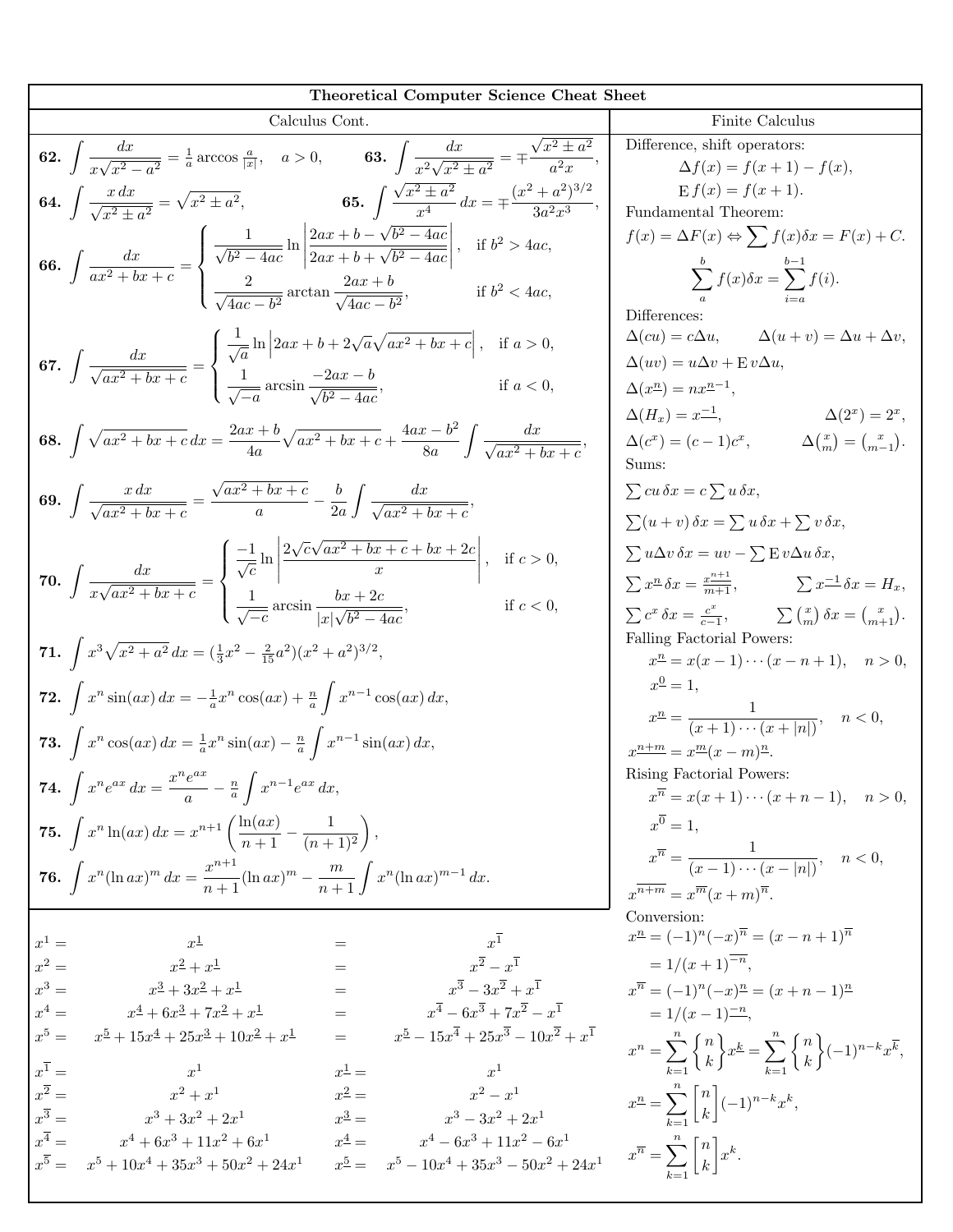# Theoretical Computer Science Cheat Sheet

## Calculus Cont.

**62.** $\displaystyle\int \frac{dx}{x\sqrt{x^2-a^2}} = \tfrac{1}{a}\arccos\tfrac{a}{|x|}, \quad a>0,$

**63.** $\displaystyle\int \frac{dx}{x^2\sqrt{x^2\pm a^2}} = \mp\frac{\sqrt{x^2\pm a^2}}{a^2x},$

**64.** $\displaystyle\int \frac{x\,dx}{\sqrt{x^2\pm a^2}} = \sqrt{x^2\pm a^2},$

**65.** $\displaystyle\int \frac{\sqrt{x^2\pm a^2}}{x^4}\,dx = \mp\frac{(x^2+a^2)^{3/2}}{3a^2x^3},$

**66.** $$\int \frac{dx}{ax^2+bx+c} = \begin{cases} \dfrac{1}{\sqrt{b^2-4ac}}\ln\left|\dfrac{2ax+b-\sqrt{b^2-4ac}}{2ax+b+\sqrt{b^2-4ac}}\right|, & \text{if } b^2>4ac,\\[2ex] \dfrac{2}{\sqrt{4ac-b^2}}\arctan\dfrac{2ax+b}{\sqrt{4ac-b^2}}, & \text{if } b^2<4ac,\end{cases}$$

**67.** $$\int \frac{dx}{\sqrt{ax^2+bx+c}} = \begin{cases} \dfrac{1}{\sqrt{a}}\ln\left|2ax+b+2\sqrt{a}\sqrt{ax^2+bx+c}\right|, & \text{if } a>0,\\[2ex] \dfrac{1}{\sqrt{-a}}\arcsin\dfrac{-2ax-b}{\sqrt{b^2-4ac}}, & \text{if } a<0,\end{cases}$$

**68.** $$\int\sqrt{ax^2+bx+c}\,dx = \frac{2ax+b}{4a}\sqrt{ax^2+bx+c}+\frac{4ax-b^2}{8a}\int\frac{dx}{\sqrt{ax^2+bx+c}},$$

**69.** $$\int\frac{x\,dx}{\sqrt{ax^2+bx+c}} = \frac{\sqrt{ax^2+bx+c}}{a}-\frac{b}{2a}\int\frac{dx}{\sqrt{ax^2+bx+c}},$$

**70.** $$\int\frac{dx}{x\sqrt{ax^2+bx+c}} = \begin{cases} \dfrac{-1}{\sqrt{c}}\ln\left|\dfrac{2\sqrt{c}\sqrt{ax^2+bx+c}+bx+2c}{x}\right|, & \text{if } c>0,\\[2ex] \dfrac{1}{\sqrt{-c}}\arcsin\dfrac{bx+2c}{|x|\sqrt{b^2-4ac}}, & \text{if } c<0,\end{cases}$$

**71.** $$\int x^3\sqrt{x^2+a^2}\,dx = (\tfrac{1}{3}x^2-\tfrac{2}{15}a^2)(x^2+a^2)^{3/2},$$

**72.** $$\int x^n\sin(ax)\,dx = -\tfrac{1}{a}x^n\cos(ax)+\tfrac{n}{a}\int x^{n-1}\cos(ax)\,dx,$$

**73.** $$\int x^n\cos(ax)\,dx = \tfrac{1}{a}x^n\sin(ax)-\tfrac{n}{a}\int x^{n-1}\sin(ax)\,dx,$$

**74.** $$\int x^ne^{ax}\,dx = \frac{x^ne^{ax}}{a}-\tfrac{n}{a}\int x^{n-1}e^{ax}\,dx,$$

**75.** $$\int x^n\ln(ax)\,dx = x^{n+1}\left(\frac{\ln(ax)}{n+1}-\frac{1}{(n+1)^2}\right),$$

**76.** $$\int x^n(\ln ax)^m\,dx = \frac{x^{n+1}}{n+1}(\ln ax)^m-\frac{m}{n+1}\int x^n(\ln ax)^{m-1}\,dx.$$

$$\begin{aligned}
x^1 &= x^{\underline{1}} &&= x^{\overline{1}}\\
x^2 &= x^{\underline{2}}+x^{\underline{1}} &&= x^{\overline{2}}-x^{\overline{1}}\\
x^3 &= x^{\underline{3}}+3x^{\underline{2}}+x^{\underline{1}} &&= x^{\overline{3}}-3x^{\overline{2}}+x^{\overline{1}}\\
x^4 &= x^{\underline{4}}+6x^{\underline{3}}+7x^{\underline{2}}+x^{\underline{1}} &&= x^{\overline{4}}-6x^{\overline{3}}+7x^{\overline{2}}-x^{\overline{1}}\\
x^5 &= x^{\underline{5}}+15x^{\underline{4}}+25x^{\underline{3}}+10x^{\underline{2}}+x^{\underline{1}} &&= x^{\underline{5}}-15x^{\overline{4}}+25x^{\overline{3}}-10x^{\overline{2}}+x^{\overline{1}}
\end{aligned}$$

$$\begin{aligned}
x^{\overline{1}} &= x^1 & x^{\underline{1}} &= x^1\\
x^{\overline{2}} &= x^2+x^1 & x^{\underline{2}} &= x^2-x^1\\
x^{\overline{3}} &= x^3+3x^2+2x^1 & x^{\underline{3}} &= x^3-3x^2+2x^1\\
x^{\overline{4}} &= x^4+6x^3+11x^2+6x^1 & x^{\underline{4}} &= x^4-6x^3+11x^2-6x^1\\
x^{\overline{5}} &= x^5+10x^4+35x^3+50x^2+24x^1 & x^{\underline{5}} &= x^5-10x^4+35x^3-50x^2+24x^1
\end{aligned}$$

## Finite Calculus

Difference, shift operators:

$$\Delta f(x) = f(x+1)-f(x),$$
$$\mathrm{E}\,f(x) = f(x+1).$$

Fundamental Theorem:

$$f(x)=\Delta F(x) \Leftrightarrow \sum f(x)\delta x = F(x)+C.$$
$$\sum_a^b f(x)\delta x = \sum_{i=a}^{b-1} f(i).$$

Differences:

$\Delta(cu) = c\Delta u, \qquad \Delta(u+v)=\Delta u+\Delta v,$

$\Delta(uv) = u\Delta v+\mathrm{E}\,v\Delta u,$

$\Delta(x^{\underline{n}}) = nx^{\underline{n-1}},$

$\Delta(H_x) = x^{\underline{-1}}, \qquad \Delta(2^x)=2^x,$

$\Delta(c^x) = (c-1)c^x, \qquad \Delta\binom{x}{m}=\binom{x}{m-1}.$

Sums:

$\sum cu\,\delta x = c\sum u\,\delta x,$

$\sum(u+v)\,\delta x = \sum u\,\delta x+\sum v\,\delta x,$

$\sum u\Delta v\,\delta x = uv-\sum \mathrm{E}\,v\Delta u\,\delta x,$

$\sum x^{\underline{n}}\,\delta x = \frac{x^{\underline{n+1}}}{m+1}, \qquad \sum x^{\underline{-1}}\,\delta x = H_x,$

$\sum c^x\,\delta x = \frac{c^x}{c-1}, \qquad \sum\binom{x}{m}\,\delta x = \binom{x}{m+1}.$

Falling Factorial Powers:

$x^{\underline{n}} = x(x-1)\cdots(x-n+1), \quad n>0,$

$x^{\underline{0}} = 1,$

$x^{\underline{n}} = \dfrac{1}{(x+1)\cdots(x+|n|)}, \quad n<0,$

$x^{\underline{n+m}} = x^{\underline{m}}(x-m)^{\underline{n}}.$

Rising Factorial Powers:

$x^{\overline{n}} = x(x+1)\cdots(x+n-1), \quad n>0,$

$x^{\overline{0}} = 1,$

$x^{\overline{n}} = \dfrac{1}{(x-1)\cdots(x-|n|)}, \quad n<0,$

$x^{\overline{n+m}} = x^{\overline{m}}(x+m)^{\overline{n}}.$

Conversion:

$x^{\underline{n}} = (-1)^n(-x)^{\overline{n}} = (x-n+1)^{\overline{n}}$
$\quad = 1/(x+1)^{\overline{-n}},$

$x^{\overline{n}} = (-1)^n(-x)^{\underline{n}} = (x+n-1)^{\underline{n}}$
$\quad = 1/(x-1)^{\underline{-n}},$

$$x^n = \sum_{k=1}^n \left\{ n \atop k \right\} x^{\underline{k}} = \sum_{k=1}^n \left\{ n \atop k \right\}(-1)^{n-k}x^{\overline{k}},$$

$$x^{\underline{n}} = \sum_{k=1}^n \left[ n \atop k \right](-1)^{n-k}x^k,$$

$$x^{\overline{n}} = \sum_{k=1}^n \left[ n \atop k \right] x^k.$$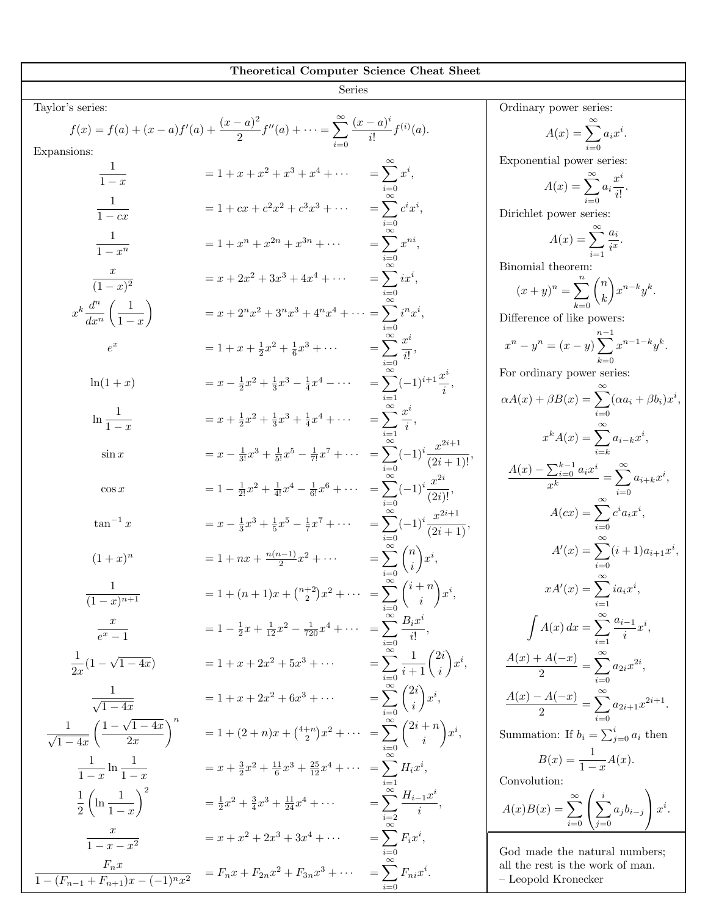# Theoretical Computer Science Cheat Sheet

## Series

Taylor's series:

$$f(x) = f(a) + (x-a)f'(a) + \frac{(x-a)^2}{2}f''(a) + \cdots = \sum_{i=0}^{\infty} \frac{(x-a)^i}{i!} f^{(i)}(a).$$

Expansions:

$$\frac{1}{1-x} = 1 + x + x^2 + x^3 + x^4 + \cdots = \sum_{i=0}^{\infty} x^i,$$

$$\frac{1}{1-cx} = 1 + cx + c^2x^2 + c^3x^3 + \cdots = \sum_{i=0}^{\infty} c^i x^i,$$

$$\frac{1}{1-x^n} = 1 + x^n + x^{2n} + x^{3n} + \cdots = \sum_{i=0}^{\infty} x^{ni},$$

$$\frac{x}{(1-x)^2} = x + 2x^2 + 3x^3 + 4x^4 + \cdots = \sum_{i=0}^{\infty} i x^i,$$

$$x^k \frac{d^n}{dx^n}\left(\frac{1}{1-x}\right) = x + 2^n x^2 + 3^n x^3 + 4^n x^4 + \cdots = \sum_{i=0}^{\infty} i^n x^i,$$

$$e^x = 1 + x + \tfrac{1}{2}x^2 + \tfrac{1}{6}x^3 + \cdots = \sum_{i=0}^{\infty} \frac{x^i}{i!},$$

$$\ln(1+x) = x - \tfrac{1}{2}x^2 + \tfrac{1}{3}x^3 - \tfrac{1}{4}x^4 - \cdots = \sum_{i=1}^{\infty} (-1)^{i+1} \frac{x^i}{i},$$

$$\ln \frac{1}{1-x} = x + \tfrac{1}{2}x^2 + \tfrac{1}{3}x^3 + \tfrac{1}{4}x^4 + \cdots = \sum_{i=1}^{\infty} \frac{x^i}{i},$$

$$\sin x = x - \tfrac{1}{3!}x^3 + \tfrac{1}{5!}x^5 - \tfrac{1}{7!}x^7 + \cdots = \sum_{i=0}^{\infty} (-1)^i \frac{x^{2i+1}}{(2i+1)!},$$

$$\cos x = 1 - \tfrac{1}{2!}x^2 + \tfrac{1}{4!}x^4 - \tfrac{1}{6!}x^6 + \cdots = \sum_{i=0}^{\infty} (-1)^i \frac{x^{2i}}{(2i)!},$$

$$\tan^{-1} x = x - \tfrac{1}{3}x^3 + \tfrac{1}{5}x^5 - \tfrac{1}{7}x^7 + \cdots = \sum_{i=0}^{\infty} (-1)^i \frac{x^{2i+1}}{(2i+1)},$$

$$(1+x)^n = 1 + nx + \tfrac{n(n-1)}{2}x^2 + \cdots = \sum_{i=0}^{\infty} \binom{n}{i} x^i,$$

$$\frac{1}{(1-x)^{n+1}} = 1 + (n+1)x + \tbinom{n+2}{2}x^2 + \cdots = \sum_{i=0}^{\infty} \binom{i+n}{i} x^i,$$

$$\frac{x}{e^x - 1} = 1 - \tfrac{1}{2}x + \tfrac{1}{12}x^2 - \tfrac{1}{720}x^4 + \cdots = \sum_{i=0}^{\infty} \frac{B_i x^i}{i!},$$

$$\frac{1}{2x}(1 - \sqrt{1-4x}) = 1 + x + 2x^2 + 5x^3 + \cdots = \sum_{i=0}^{\infty} \frac{1}{i+1}\binom{2i}{i} x^i,$$

$$\frac{1}{\sqrt{1-4x}} = 1 + x + 2x^2 + 6x^3 + \cdots = \sum_{i=0}^{\infty} \binom{2i}{i} x^i,$$

$$\frac{1}{\sqrt{1-4x}}\left(\frac{1-\sqrt{1-4x}}{2x}\right)^n = 1 + (2+n)x + \tbinom{4+n}{2}x^2 + \cdots = \sum_{i=0}^{\infty} \binom{2i+n}{i} x^i,$$

$$\frac{1}{1-x}\ln\frac{1}{1-x} = x + \tfrac{3}{2}x^2 + \tfrac{11}{6}x^3 + \tfrac{25}{12}x^4 + \cdots = \sum_{i=1}^{\infty} H_i x^i,$$

$$\frac{1}{2}\left(\ln\frac{1}{1-x}\right)^2 = \tfrac{1}{2}x^2 + \tfrac{3}{4}x^3 + \tfrac{11}{24}x^4 + \cdots = \sum_{i=2}^{\infty} \frac{H_{i-1}x^i}{i},$$

$$\frac{x}{1-x-x^2} = x + x^2 + 2x^3 + 3x^4 + \cdots = \sum_{i=0}^{\infty} F_i x^i,$$

$$\frac{F_n x}{1-(F_{n-1}+F_{n+1})x - (-1)^n x^2} = F_n x + F_{2n}x^2 + F_{3n}x^3 + \cdots = \sum_{i=0}^{\infty} F_{ni} x^i.$$

Ordinary power series:

$$A(x) = \sum_{i=0}^{\infty} a_i x^i.$$

Exponential power series:

$$A(x) = \sum_{i=0}^{\infty} a_i \frac{x^i}{i!}.$$

Dirichlet power series:

$$A(x) = \sum_{i=1}^{\infty} \frac{a_i}{i^x}.$$

Binomial theorem:

$$(x+y)^n = \sum_{k=0}^{n} \binom{n}{k} x^{n-k} y^k.$$

Difference of like powers:

$$x^n - y^n = (x-y)\sum_{k=0}^{n-1} x^{n-1-k} y^k.$$

For ordinary power series:

$$\alpha A(x) + \beta B(x) = \sum_{i=0}^{\infty} (\alpha a_i + \beta b_i) x^i,$$

$$x^k A(x) = \sum_{i=k}^{\infty} a_{i-k} x^i,$$

$$\frac{A(x) - \sum_{i=0}^{k-1} a_i x^i}{x^k} = \sum_{i=0}^{\infty} a_{i+k} x^i,$$

$$A(cx) = \sum_{i=0}^{\infty} c^i a_i x^i,$$

$$A'(x) = \sum_{i=0}^{\infty} (i+1) a_{i+1} x^i,$$

$$xA'(x) = \sum_{i=1}^{\infty} i a_i x^i,$$

$$\int A(x)\,dx = \sum_{i=1}^{\infty} \frac{a_{i-1}}{i} x^i,$$

$$\frac{A(x) + A(-x)}{2} = \sum_{i=0}^{\infty} a_{2i} x^{2i},$$

$$\frac{A(x) - A(-x)}{2} = \sum_{i=0}^{\infty} a_{2i+1} x^{2i+1}.$$

Summation: If $b_i = \sum_{j=0}^{i} a_i$ then

$$B(x) = \frac{1}{1-x} A(x).$$

Convolution:

$$A(x)B(x) = \sum_{i=0}^{\infty} \left(\sum_{j=0}^{i} a_j b_{i-j}\right) x^i.$$

God made the natural numbers;
all the rest is the work of man.
– Leopold Kronecker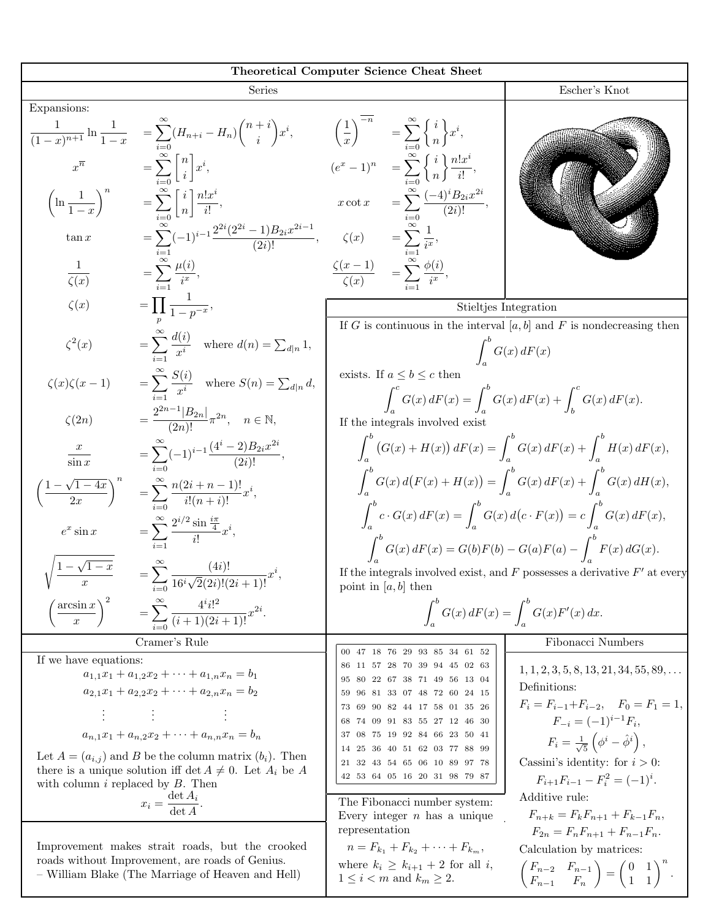# Theoretical Computer Science Cheat Sheet

## Series

Expansions:

$$\frac{1}{(1-x)^{n+1}}\ln\frac{1}{1-x} = \sum_{i=0}^{\infty}(H_{n+i}-H_n)\binom{n+i}{i}x^i,$$

$$\left(\frac{1}{x}\right)^{\overline{-n}} = \sum_{i=0}^{\infty}\left\{ {i \atop n} \right\}x^i,$$

$$x^{\overline{n}} = \sum_{i=0}^{\infty}\left[ {n \atop i} \right]x^i,$$

$$(e^x-1)^n = \sum_{i=0}^{\infty}\left\{ {i \atop n} \right\}\frac{n!x^i}{i!},$$

$$\left(\ln\frac{1}{1-x}\right)^n = \sum_{i=0}^{\infty}\left[ {i \atop n} \right]\frac{n!x^i}{i!},$$

$$x\cot x = \sum_{i=0}^{\infty}\frac{(-4)^iB_{2i}x^{2i}}{(2i)!},$$

$$\tan x = \sum_{i=1}^{\infty}(-1)^{i-1}\frac{2^{2i}(2^{2i}-1)B_{2i}x^{2i-1}}{(2i)!},$$

$$\zeta(x) = \sum_{i=1}^{\infty}\frac{1}{i^x},$$

$$\frac{1}{\zeta(x)} = \sum_{i=1}^{\infty}\frac{\mu(i)}{i^x},$$

$$\frac{\zeta(x-1)}{\zeta(x)} = \sum_{i=1}^{\infty}\frac{\phi(i)}{i^x},$$

$$\zeta(x) = \prod_p\frac{1}{1-p^{-x}},$$

$$\zeta^2(x) = \sum_{i=1}^{\infty}\frac{d(i)}{x^i} \quad \text{where } d(n)=\sum_{d|n}1,$$

$$\zeta(x)\zeta(x-1) = \sum_{i=1}^{\infty}\frac{S(i)}{x^i} \quad \text{where } S(n)=\sum_{d|n}d,$$

$$\zeta(2n) = \frac{2^{2n-1}|B_{2n}|}{(2n)!}\pi^{2n}, \quad n\in\mathbb{N},$$

$$\frac{x}{\sin x} = \sum_{i=0}^{\infty}(-1)^{i-1}\frac{(4^i-2)B_{2i}x^{2i}}{(2i)!},$$

$$\left(\frac{1-\sqrt{1-4x}}{2x}\right)^n = \sum_{i=0}^{\infty}\frac{n(2i+n-1)!}{i!(n+i)!}x^i,$$

$$e^x\sin x = \sum_{i=1}^{\infty}\frac{2^{i/2}\sin\frac{i\pi}{4}}{i!}x^i,$$

$$\sqrt{\frac{1-\sqrt{1-x}}{x}} = \sum_{i=0}^{\infty}\frac{(4i)!}{16^i\sqrt{2}(2i)!(2i+1)!}x^i,$$

$$\left(\frac{\arcsin x}{x}\right)^2 = \sum_{i=0}^{\infty}\frac{4^ii!^2}{(i+1)(2i+1)!}x^{2i}.$$

## Escher's Knot

## Stieltjes Integration

If $G$ is continuous in the interval $[a,b]$ and $F$ is nondecreasing then

$$\int_a^b G(x)\,dF(x)$$

exists. If $a\le b\le c$ then

$$\int_a^c G(x)\,dF(x) = \int_a^b G(x)\,dF(x) + \int_b^c G(x)\,dF(x).$$

If the integrals involved exist

$$\int_a^b \big(G(x)+H(x)\big)\,dF(x) = \int_a^b G(x)\,dF(x) + \int_a^b H(x)\,dF(x),$$

$$\int_a^b G(x)\,d\big(F(x)+H(x)\big) = \int_a^b G(x)\,dF(x) + \int_a^b G(x)\,dH(x),$$

$$\int_a^b c\cdot G(x)\,dF(x) = \int_a^b G(x)\,d\big(c\cdot F(x)\big) = c\int_a^b G(x)\,dF(x),$$

$$\int_a^b G(x)\,dF(x) = G(b)F(b) - G(a)F(a) - \int_a^b F(x)\,dG(x).$$

If the integrals involved exist, and $F$ possesses a derivative $F'$ at every point in $[a,b]$ then

$$\int_a^b G(x)\,dF(x) = \int_a^b G(x)F'(x)\,dx.$$

## Cramer's Rule

If we have equations:

$$\begin{aligned}
a_{1,1}x_1 + a_{1,2}x_2 + \cdots + a_{1,n}x_n &= b_1\\
a_{2,1}x_1 + a_{2,2}x_2 + \cdots + a_{2,n}x_n &= b_2\\
\vdots \qquad\qquad \vdots \qquad\qquad & \;\;\vdots\\
a_{n,1}x_1 + a_{n,2}x_2 + \cdots + a_{n,n}x_n &= b_n
\end{aligned}$$

Let $A=(a_{i,j})$ and $B$ be the column matrix $(b_i)$. Then there is a unique solution iff $\det A\neq 0$. Let $A_i$ be $A$ with column $i$ replaced by $B$. Then

$$x_i = \frac{\det A_i}{\det A}.$$

| | | | | | | | | | |
|---|---|---|---|---|---|---|---|---|---|
| 00 | 47 | 18 | 76 | 29 | 93 | 85 | 34 | 61 | 52 |
| 86 | 11 | 57 | 28 | 70 | 39 | 94 | 45 | 02 | 63 |
| 95 | 80 | 22 | 67 | 38 | 71 | 49 | 56 | 13 | 04 |
| 59 | 96 | 81 | 33 | 07 | 48 | 72 | 60 | 24 | 15 |
| 73 | 69 | 90 | 82 | 44 | 17 | 58 | 01 | 35 | 26 |
| 68 | 74 | 09 | 91 | 83 | 55 | 27 | 12 | 46 | 30 |
| 37 | 08 | 75 | 19 | 92 | 84 | 66 | 23 | 50 | 41 |
| 14 | 25 | 36 | 40 | 51 | 62 | 03 | 77 | 88 | 99 |
| 21 | 32 | 43 | 54 | 65 | 06 | 10 | 89 | 97 | 78 |
| 42 | 53 | 64 | 05 | 16 | 20 | 31 | 98 | 79 | 87 |

The Fibonacci number system: Every integer $n$ has a unique representation

$$n = F_{k_1} + F_{k_2} + \cdots + F_{k_m},$$

where $k_i\ge k_{i+1}+2$ for all $i$, $1\le i<m$ and $k_m\ge 2$.

## Fibonacci Numbers

$1, 1, 2, 3, 5, 8, 13, 21, 34, 55, 89, \ldots$

Definitions:

$$F_i = F_{i-1}+F_{i-2}, \quad F_0=F_1=1,$$

$$F_{-i} = (-1)^{i-1}F_i,$$

$$F_i = \frac{1}{\sqrt{5}}\left(\phi^i - \hat{\phi}^i\right),$$

Cassini's identity: for $i>0$:

$$F_{i+1}F_{i-1} - F_i^2 = (-1)^i.$$

Additive rule:

$$F_{n+k} = F_kF_{n+1} + F_{k-1}F_n,$$

$$F_{2n} = F_nF_{n+1} + F_{n-1}F_n.$$

Calculation by matrices:

$$\begin{pmatrix} F_{n-2} & F_{n-1}\\ F_{n-1} & F_n\end{pmatrix} = \begin{pmatrix} 0 & 1\\ 1 & 1\end{pmatrix}^n.$$

Improvement makes strait roads, but the crooked roads without Improvement, are roads of Genius.
– William Blake (The Marriage of Heaven and Hell)